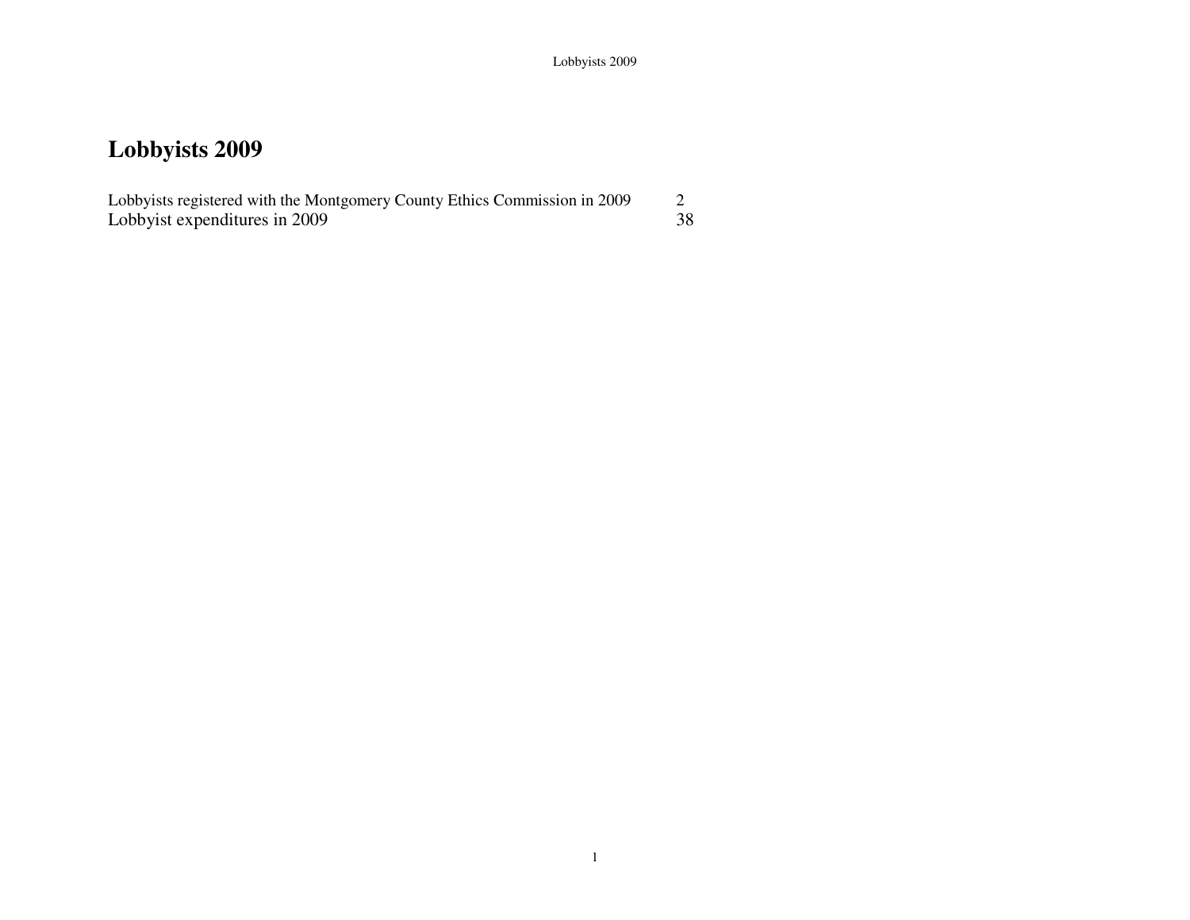# Lobbyists 2009

| | |
|---|---|
| Lobbyists registered with the Montgomery County Ethics Commission in 2009 | 2 |
| Lobbyist expenditures in 2009 | 38 |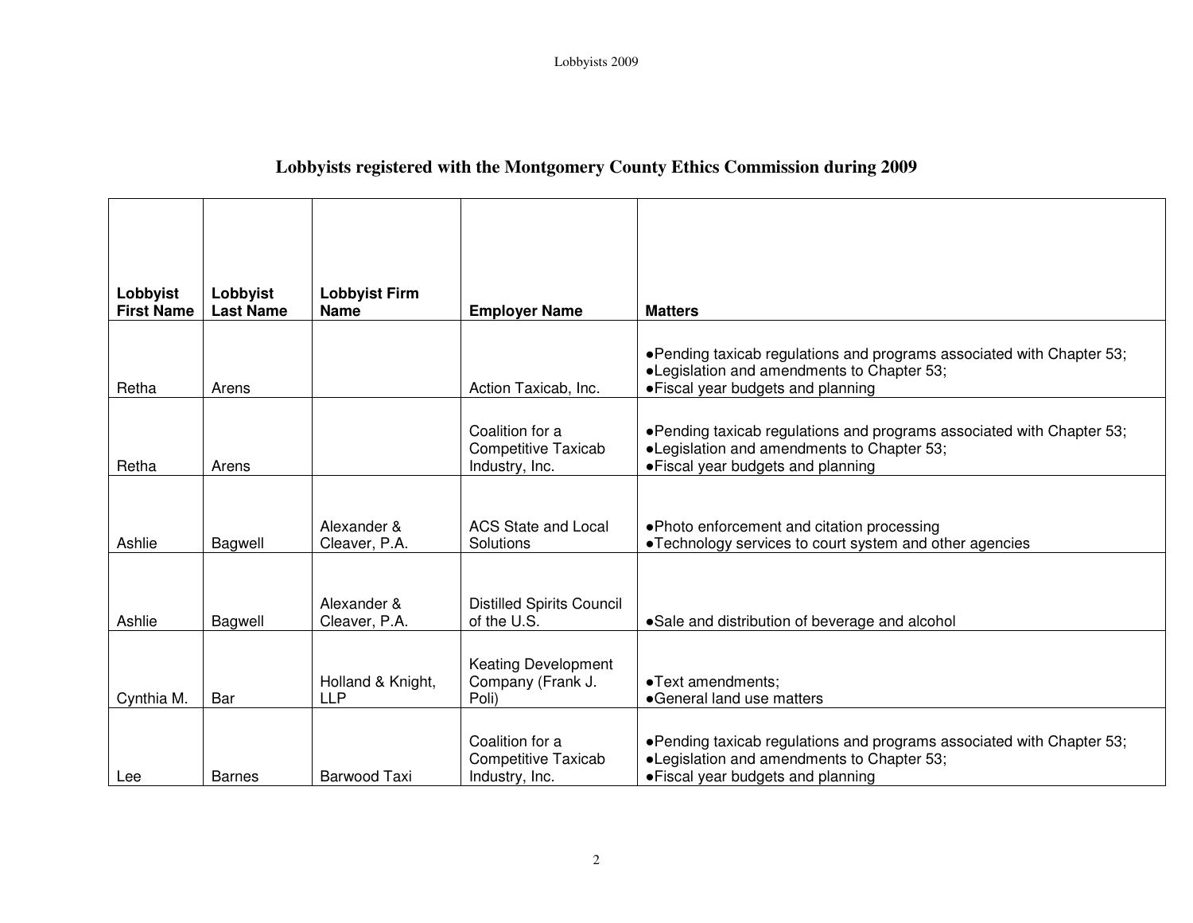## Lobbyists registered with the Montgomery County Ethics Commission during 2009

| Lobbyist First Name | Lobbyist Last Name | Lobbyist Firm Name | Employer Name | Matters |
|---|---|---|---|---|
| Retha | Arens | | Action Taxicab, Inc. | ●Pending taxicab regulations and programs associated with Chapter 53;<br>●Legislation and amendments to Chapter 53;<br>●Fiscal year budgets and planning |
| Retha | Arens | | Coalition for a Competitive Taxicab Industry, Inc. | ●Pending taxicab regulations and programs associated with Chapter 53;<br>●Legislation and amendments to Chapter 53;<br>●Fiscal year budgets and planning |
| Ashlie | Bagwell | Alexander & Cleaver, P.A. | ACS State and Local Solutions | ●Photo enforcement and citation processing<br>●Technology services to court system and other agencies |
| Ashlie | Bagwell | Alexander & Cleaver, P.A. | Distilled Spirits Council of the U.S. | ●Sale and distribution of beverage and alcohol |
| Cynthia M. | Bar | Holland & Knight, LLP | Keating Development Company (Frank J. Poli) | ●Text amendments;<br>●General land use matters |
| Lee | Barnes | Barwood Taxi | Coalition for a Competitive Taxicab Industry, Inc. | ●Pending taxicab regulations and programs associated with Chapter 53;<br>●Legislation and amendments to Chapter 53;<br>●Fiscal year budgets and planning |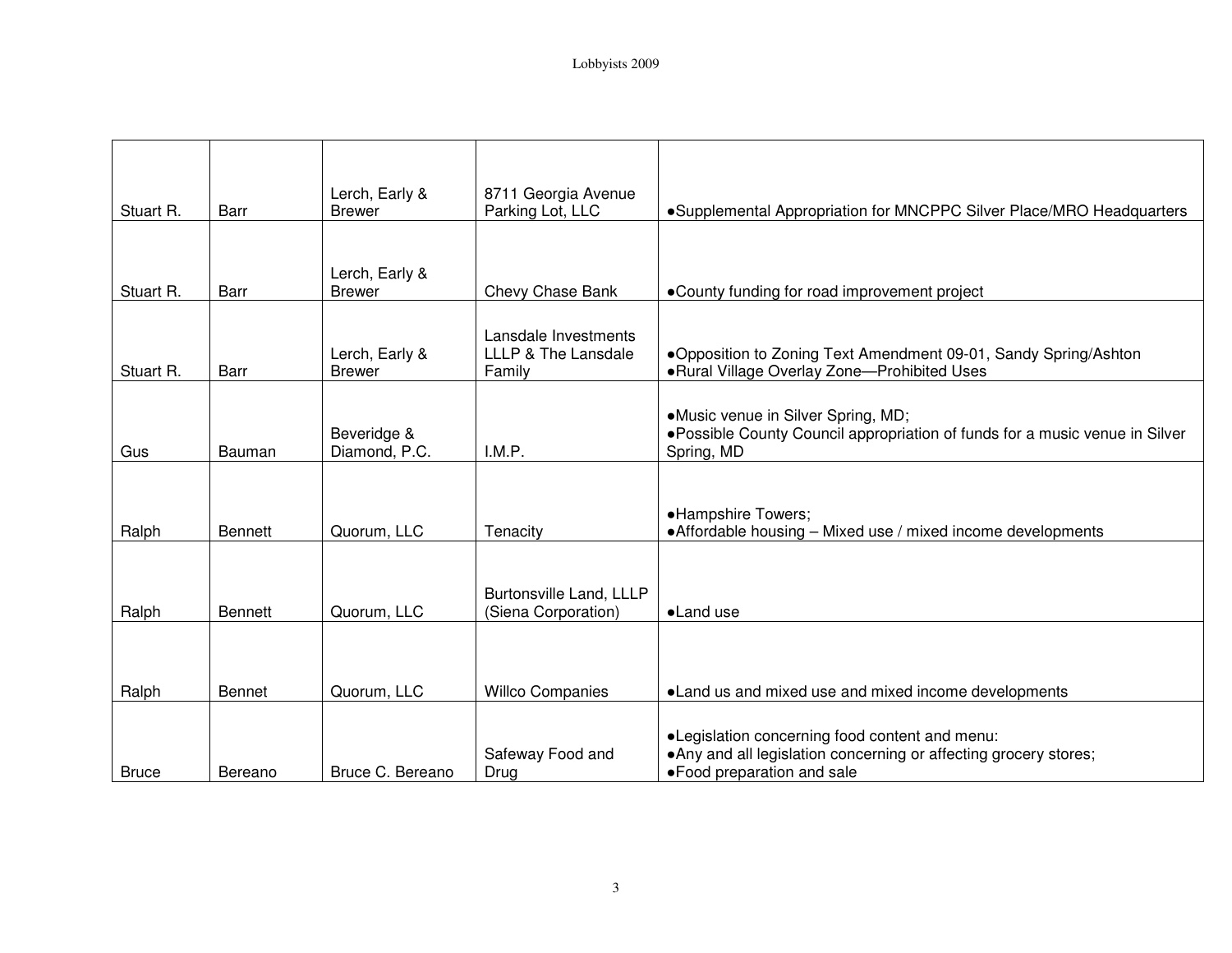| | | | | |
|---|---|---|---|---|
| Stuart R. | Barr | Lerch, Early & Brewer | 8711 Georgia Avenue Parking Lot, LLC | •Supplemental Appropriation for MNCPPC Silver Place/MRO Headquarters |
| Stuart R. | Barr | Lerch, Early & Brewer | Chevy Chase Bank | •County funding for road improvement project |
| Stuart R. | Barr | Lerch, Early & Brewer | Lansdale Investments LLLP & The Lansdale Family | •Opposition to Zoning Text Amendment 09-01, Sandy Spring/Ashton<br>•Rural Village Overlay Zone—Prohibited Uses |
| Gus | Bauman | Beveridge & Diamond, P.C. | I.M.P. | •Music venue in Silver Spring, MD;<br>•Possible County Council appropriation of funds for a music venue in Silver Spring, MD |
| Ralph | Bennett | Quorum, LLC | Tenacity | •Hampshire Towers;<br>•Affordable housing – Mixed use / mixed income developments |
| Ralph | Bennett | Quorum, LLC | Burtonsville Land, LLLP (Siena Corporation) | •Land use |
| Ralph | Bennet | Quorum, LLC | Willco Companies | •Land us and mixed use and mixed income developments |
| Bruce | Bereano | Bruce C. Bereano | Safeway Food and Drug | •Legislation concerning food content and menu:<br>•Any and all legislation concerning or affecting grocery stores;<br>•Food preparation and sale |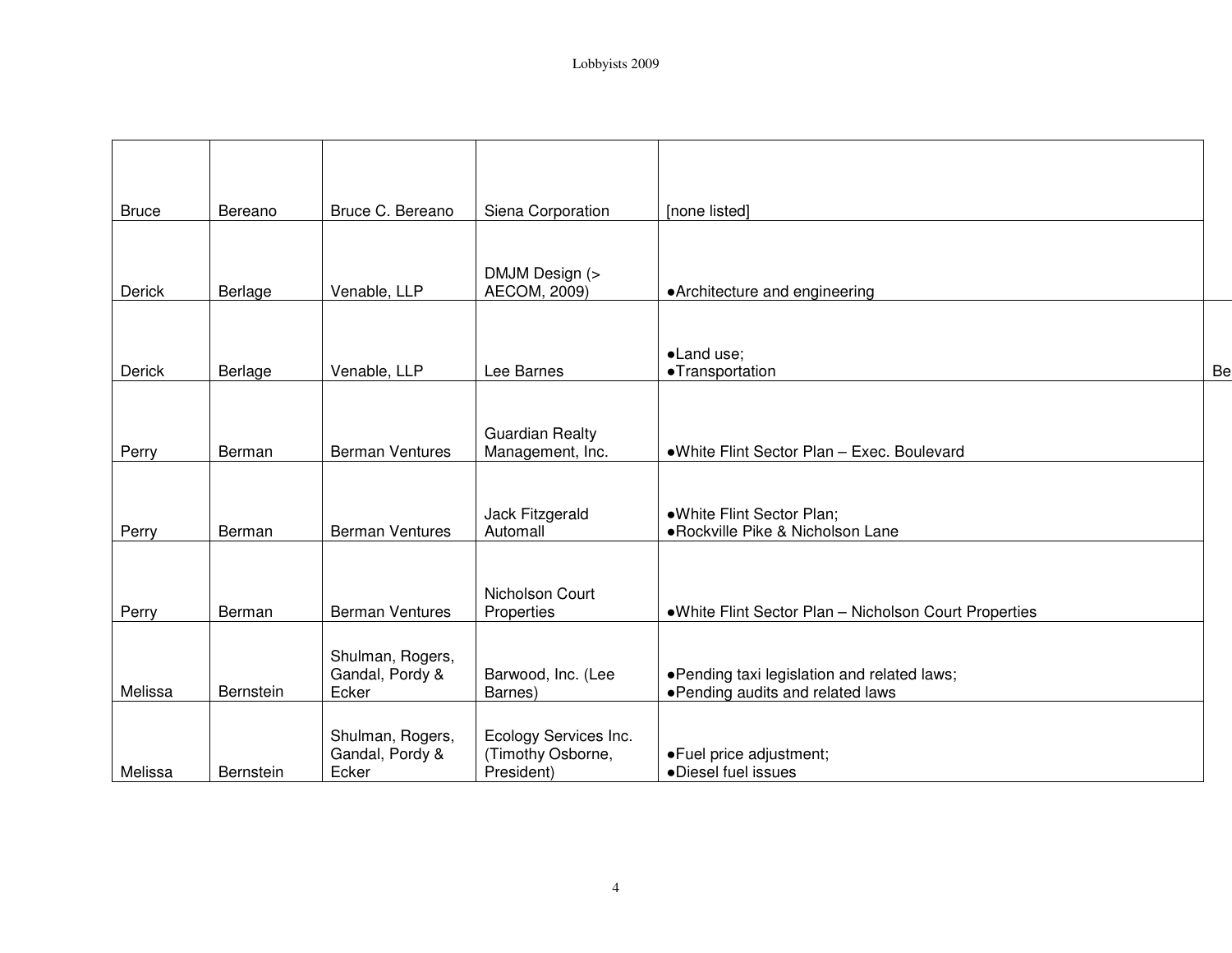| | | | | |
|---|---|---|---|---|
| Bruce | Bereano | Bruce C. Bereano | Siena Corporation | [none listed] |
| Derick | Berlage | Venable, LLP | DMJM Design (> AECOM, 2009) | ●Architecture and engineering |
| Derick | Berlage | Venable, LLP | Lee Barnes | ●Land use;<br>●Transportation |
| Perry | Berman | Berman Ventures | Guardian Realty Management, Inc. | ●White Flint Sector Plan – Exec. Boulevard |
| Perry | Berman | Berman Ventures | Jack Fitzgerald Automall | ●White Flint Sector Plan;<br>●Rockville Pike & Nicholson Lane |
| Perry | Berman | Berman Ventures | Nicholson Court Properties | ●White Flint Sector Plan – Nicholson Court Properties |
| Melissa | Bernstein | Shulman, Rogers, Gandal, Pordy & Ecker | Barwood, Inc. (Lee Barnes) | ●Pending taxi legislation and related laws;<br>●Pending audits and related laws |
| Melissa | Bernstein | Shulman, Rogers, Gandal, Pordy & Ecker | Ecology Services Inc. (Timothy Osborne, President) | ●Fuel price adjustment;<br>●Diesel fuel issues |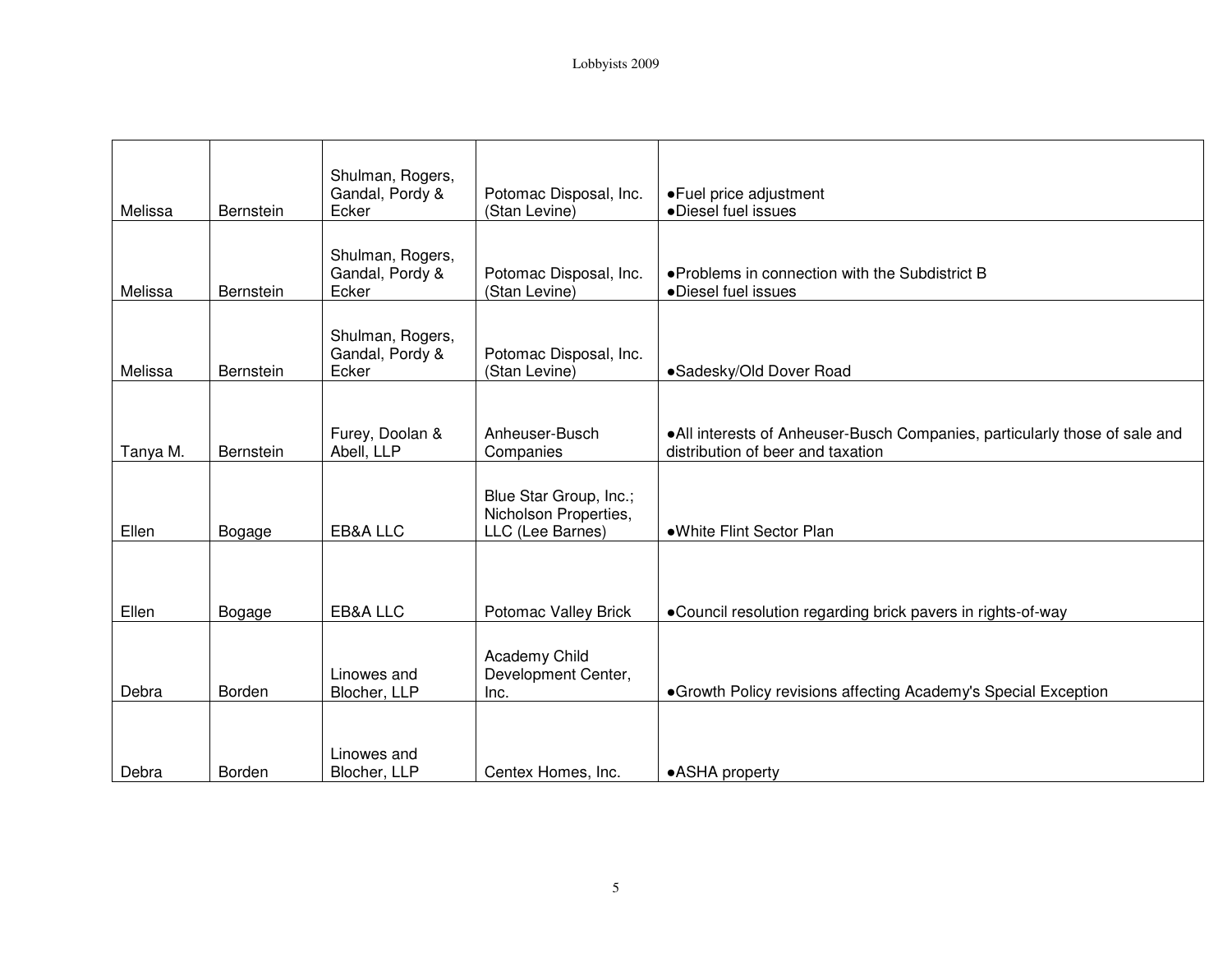| | | | | |
|---|---|---|---|---|
| Melissa | Bernstein | Shulman, Rogers, Gandal, Pordy & Ecker | Potomac Disposal, Inc. (Stan Levine) | •Fuel price adjustment<br>•Diesel fuel issues |
| Melissa | Bernstein | Shulman, Rogers, Gandal, Pordy & Ecker | Potomac Disposal, Inc. (Stan Levine) | •Problems in connection with the Subdistrict B<br>•Diesel fuel issues |
| Melissa | Bernstein | Shulman, Rogers, Gandal, Pordy & Ecker | Potomac Disposal, Inc. (Stan Levine) | •Sadesky/Old Dover Road |
| Tanya M. | Bernstein | Furey, Doolan & Abell, LLP | Anheuser-Busch Companies | •All interests of Anheuser-Busch Companies, particularly those of sale and distribution of beer and taxation |
| Ellen | Bogage | EB&A LLC | Blue Star Group, Inc.; Nicholson Properties, LLC (Lee Barnes) | •White Flint Sector Plan |
| Ellen | Bogage | EB&A LLC | Potomac Valley Brick | •Council resolution regarding brick pavers in rights-of-way |
| Debra | Borden | Linowes and Blocher, LLP | Academy Child Development Center, Inc. | •Growth Policy revisions affecting Academy's Special Exception |
| Debra | Borden | Linowes and Blocher, LLP | Centex Homes, Inc. | •ASHA property |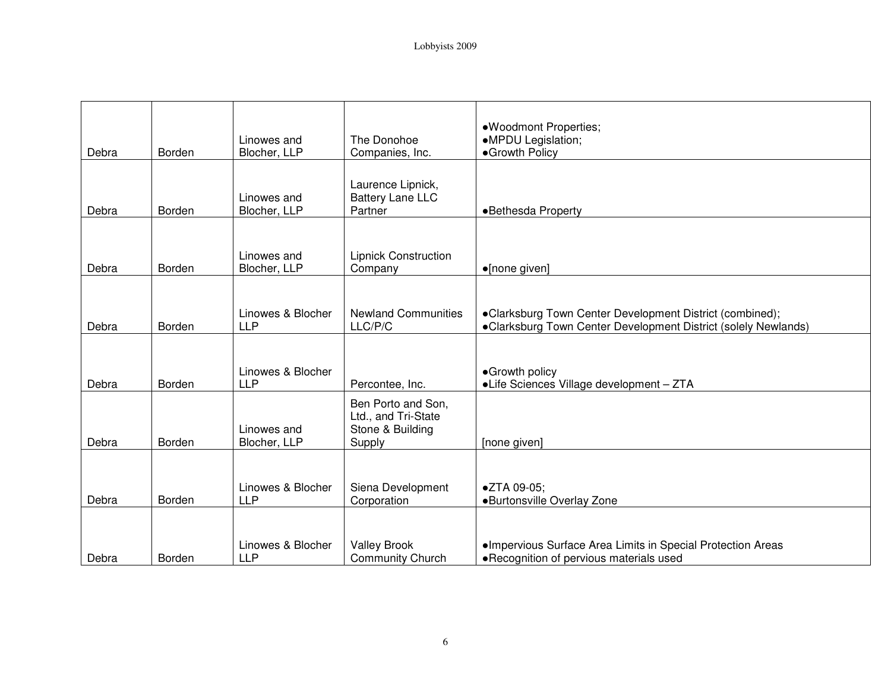| | | | | |
|---|---|---|---|---|
| Debra | Borden | Linowes and Blocher, LLP | The Donohoe Companies, Inc. | ●Woodmont Properties;<br>●MPDU Legislation;<br>●Growth Policy |
| Debra | Borden | Linowes and Blocher, LLP | Laurence Lipnick, Battery Lane LLC Partner | ●Bethesda Property |
| Debra | Borden | Linowes and Blocher, LLP | Lipnick Construction Company | ●[none given] |
| Debra | Borden | Linowes & Blocher LLP | Newland Communities LLC/P/C | ●Clarksburg Town Center Development District (combined);<br>●Clarksburg Town Center Development District (solely Newlands) |
| Debra | Borden | Linowes & Blocher LLP | Percontee, Inc. | ●Growth policy<br>●Life Sciences Village development – ZTA |
| Debra | Borden | Linowes and Blocher, LLP | Ben Porto and Son, Ltd., and Tri-State Stone & Building Supply | [none given] |
| Debra | Borden | Linowes & Blocher LLP | Siena Development Corporation | ●ZTA 09-05;<br>●Burtonsville Overlay Zone |
| Debra | Borden | Linowes & Blocher LLP | Valley Brook Community Church | ●Impervious Surface Area Limits in Special Protection Areas<br>●Recognition of pervious materials used |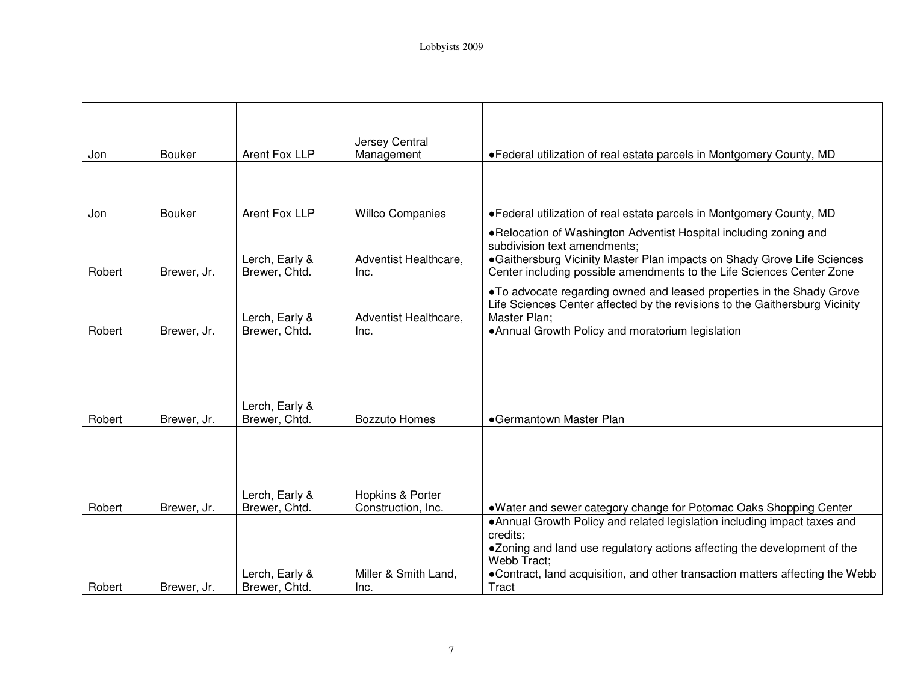| | | | | |
|---|---|---|---|---|
| Jon | Bouker | Arent Fox LLP | Jersey Central Management | ●Federal utilization of real estate parcels in Montgomery County, MD |
| Jon | Bouker | Arent Fox LLP | Willco Companies | ●Federal utilization of real estate parcels in Montgomery County, MD |
| Robert | Brewer, Jr. | Lerch, Early & Brewer, Chtd. | Adventist Healthcare, Inc. | ●Relocation of Washington Adventist Hospital including zoning and subdivision text amendments;<br>●Gaithersburg Vicinity Master Plan impacts on Shady Grove Life Sciences Center including possible amendments to the Life Sciences Center Zone |
| Robert | Brewer, Jr. | Lerch, Early & Brewer, Chtd. | Adventist Healthcare, Inc. | ●To advocate regarding owned and leased properties in the Shady Grove Life Sciences Center affected by the revisions to the Gaithersburg Vicinity Master Plan;<br>●Annual Growth Policy and moratorium legislation |
| Robert | Brewer, Jr. | Lerch, Early & Brewer, Chtd. | Bozzuto Homes | ●Germantown Master Plan |
| Robert | Brewer, Jr. | Lerch, Early & Brewer, Chtd. | Hopkins & Porter Construction, Inc. | ●Water and sewer category change for Potomac Oaks Shopping Center |
| Robert | Brewer, Jr. | Lerch, Early & Brewer, Chtd. | Miller & Smith Land, Inc. | ●Annual Growth Policy and related legislation including impact taxes and credits;<br>●Zoning and land use regulatory actions affecting the development of the Webb Tract;<br>●Contract, land acquisition, and other transaction matters affecting the Webb Tract |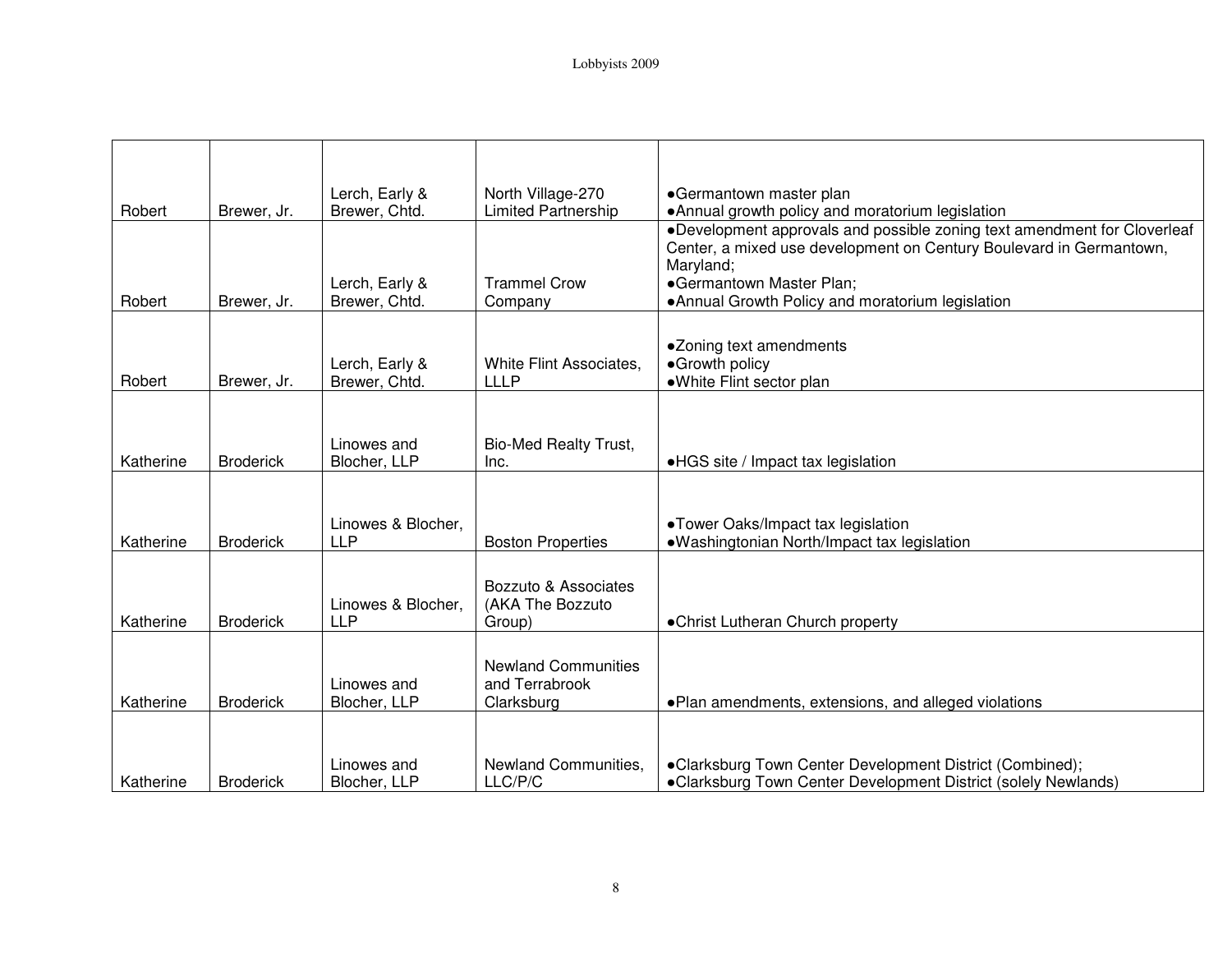| | | | | |
|---|---|---|---|---|
| Robert | Brewer, Jr. | Lerch, Early & Brewer, Chtd. | North Village-270 Limited Partnership | •Germantown master plan<br>•Annual growth policy and moratorium legislation |
| Robert | Brewer, Jr. | Lerch, Early & Brewer, Chtd. | Trammel Crow Company | •Development approvals and possible zoning text amendment for Cloverleaf Center, a mixed use development on Century Boulevard in Germantown, Maryland;<br>•Germantown Master Plan;<br>•Annual Growth Policy and moratorium legislation |
| Robert | Brewer, Jr. | Lerch, Early & Brewer, Chtd. | White Flint Associates, LLLP | •Zoning text amendments<br>•Growth policy<br>•White Flint sector plan |
| Katherine | Broderick | Linowes and Blocher, LLP | Bio-Med Realty Trust, Inc. | •HGS site / Impact tax legislation |
| Katherine | Broderick | Linowes & Blocher, LLP | Boston Properties | •Tower Oaks/Impact tax legislation<br>•Washingtonian North/Impact tax legislation |
| Katherine | Broderick | Linowes & Blocher, LLP | Bozzuto & Associates (AKA The Bozzuto Group) | •Christ Lutheran Church property |
| Katherine | Broderick | Linowes and Blocher, LLP | Newland Communities and Terrabrook Clarksburg | •Plan amendments, extensions, and alleged violations |
| Katherine | Broderick | Linowes and Blocher, LLP | Newland Communities, LLC/P/C | •Clarksburg Town Center Development District (Combined);<br>•Clarksburg Town Center Development District (solely Newlands) |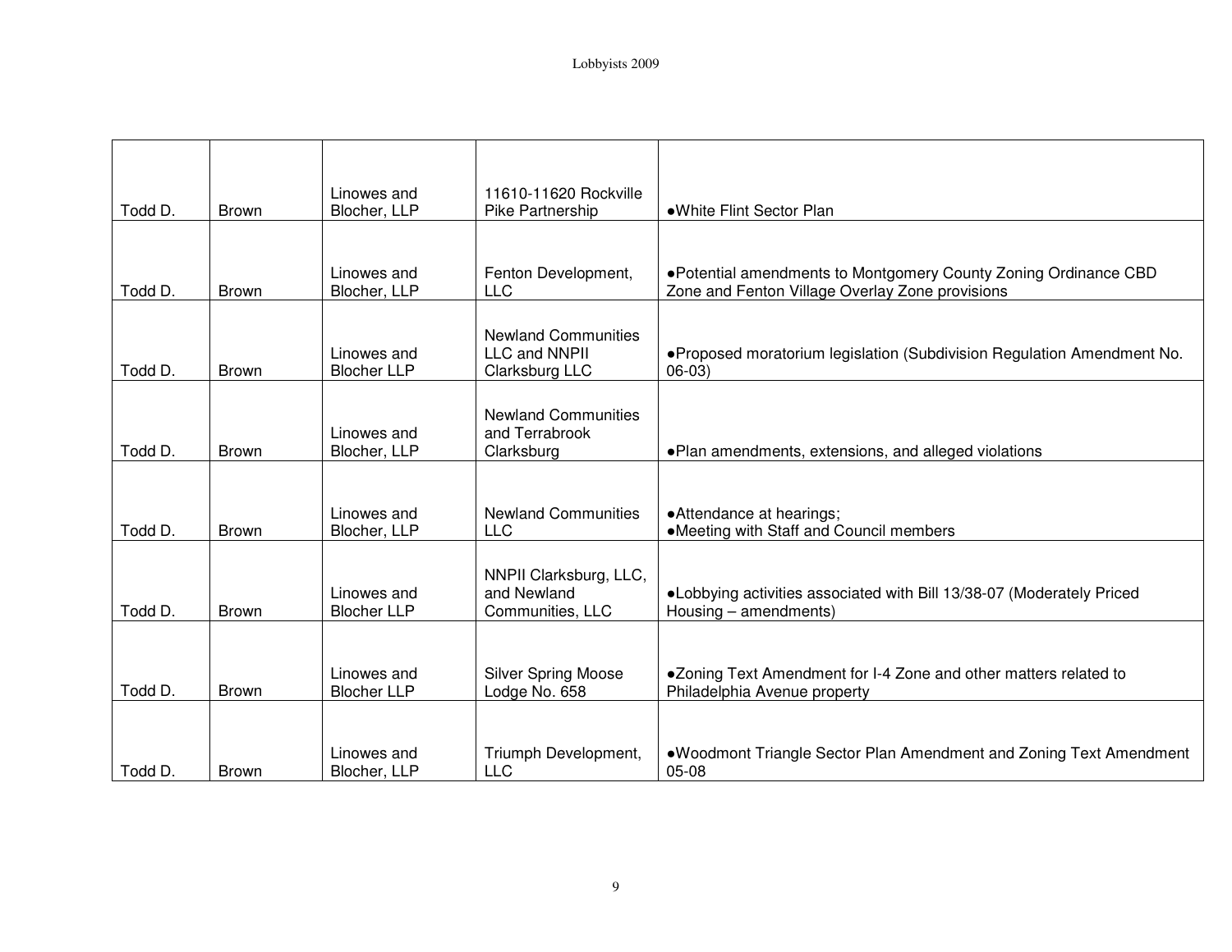| | | | | |
|---|---|---|---|---|
| Todd D. | Brown | Linowes and Blocher, LLP | 11610-11620 Rockville Pike Partnership | •White Flint Sector Plan |
| Todd D. | Brown | Linowes and Blocher, LLP | Fenton Development, LLC | •Potential amendments to Montgomery County Zoning Ordinance CBD Zone and Fenton Village Overlay Zone provisions |
| Todd D. | Brown | Linowes and Blocher LLP | Newland Communities LLC and NNPII Clarksburg LLC | •Proposed moratorium legislation (Subdivision Regulation Amendment No. 06-03) |
| Todd D. | Brown | Linowes and Blocher, LLP | Newland Communities and Terrabrook Clarksburg | •Plan amendments, extensions, and alleged violations |
| Todd D. | Brown | Linowes and Blocher, LLP | Newland Communities LLC | •Attendance at hearings;<br>•Meeting with Staff and Council members |
| Todd D. | Brown | Linowes and Blocher LLP | NNPII Clarksburg, LLC, and Newland Communities, LLC | •Lobbying activities associated with Bill 13/38-07 (Moderately Priced Housing – amendments) |
| Todd D. | Brown | Linowes and Blocher LLP | Silver Spring Moose Lodge No. 658 | •Zoning Text Amendment for I-4 Zone and other matters related to Philadelphia Avenue property |
| Todd D. | Brown | Linowes and Blocher, LLP | Triumph Development, LLC | •Woodmont Triangle Sector Plan Amendment and Zoning Text Amendment 05-08 |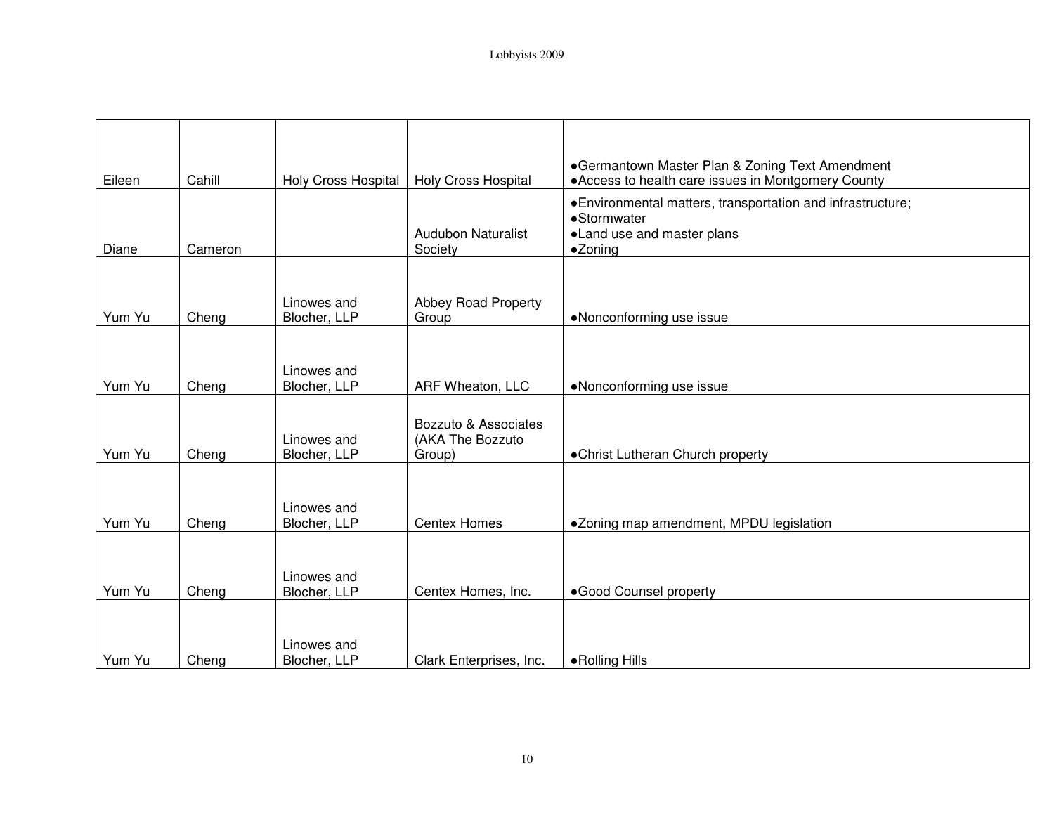| Eileen | Cahill | Holy Cross Hospital | Holy Cross Hospital | ●Germantown Master Plan & Zoning Text Amendment<br>●Access to health care issues in Montgomery County |
|---|---|---|---|---|
| Diane | Cameron | | Audubon Naturalist Society | ●Environmental matters, transportation and infrastructure;<br>●Stormwater<br>●Land use and master plans<br>●Zoning |
| Yum Yu | Cheng | Linowes and Blocher, LLP | Abbey Road Property Group | ●Nonconforming use issue |
| Yum Yu | Cheng | Linowes and Blocher, LLP | ARF Wheaton, LLC | ●Nonconforming use issue |
| Yum Yu | Cheng | Linowes and Blocher, LLP | Bozzuto & Associates (AKA The Bozzuto Group) | ●Christ Lutheran Church property |
| Yum Yu | Cheng | Linowes and Blocher, LLP | Centex Homes | ●Zoning map amendment, MPDU legislation |
| Yum Yu | Cheng | Linowes and Blocher, LLP | Centex Homes, Inc. | ●Good Counsel property |
| Yum Yu | Cheng | Linowes and Blocher, LLP | Clark Enterprises, Inc. | ●Rolling Hills |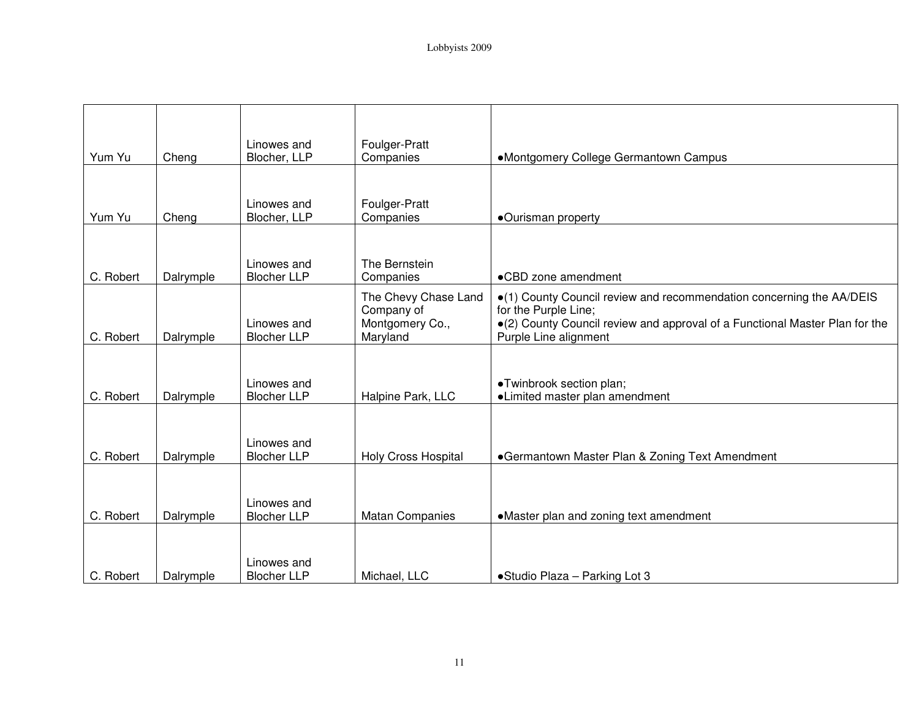| | | | | |
|---|---|---|---|---|
| Yum Yu | Cheng | Linowes and Blocher, LLP | Foulger-Pratt Companies | •Montgomery College Germantown Campus |
| Yum Yu | Cheng | Linowes and Blocher, LLP | Foulger-Pratt Companies | •Ourisman property |
| C. Robert | Dalrymple | Linowes and Blocher LLP | The Bernstein Companies | •CBD zone amendment |
| C. Robert | Dalrymple | Linowes and Blocher LLP | The Chevy Chase Land Company of Montgomery Co., Maryland | •(1) County Council review and recommendation concerning the AA/DEIS for the Purple Line;<br>•(2) County Council review and approval of a Functional Master Plan for the Purple Line alignment |
| C. Robert | Dalrymple | Linowes and Blocher LLP | Halpine Park, LLC | •Twinbrook section plan;<br>•Limited master plan amendment |
| C. Robert | Dalrymple | Linowes and Blocher LLP | Holy Cross Hospital | •Germantown Master Plan & Zoning Text Amendment |
| C. Robert | Dalrymple | Linowes and Blocher LLP | Matan Companies | •Master plan and zoning text amendment |
| C. Robert | Dalrymple | Linowes and Blocher LLP | Michael, LLC | •Studio Plaza – Parking Lot 3 |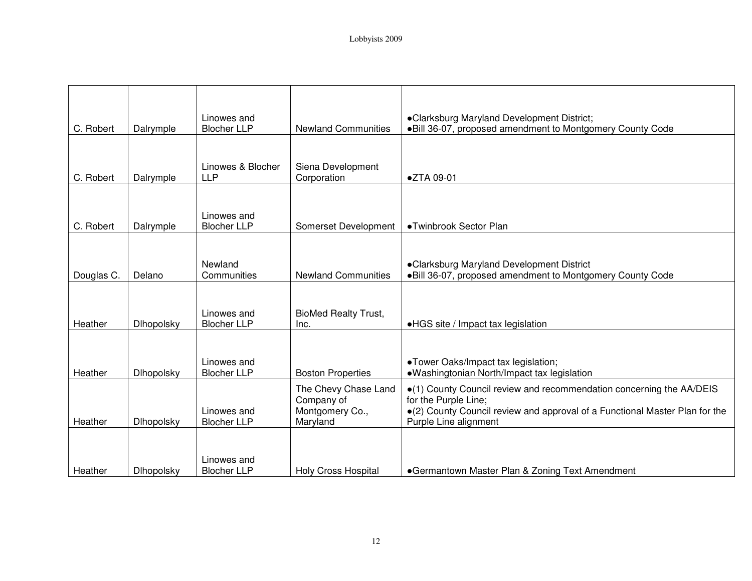| C. Robert | Dalrymple | Linowes and Blocher LLP | Newland Communities | •Clarksburg Maryland Development District;<br>•Bill 36-07, proposed amendment to Montgomery County Code |
|---|---|---|---|---|
| C. Robert | Dalrymple | Linowes & Blocher LLP | Siena Development Corporation | •ZTA 09-01 |
| C. Robert | Dalrymple | Linowes and Blocher LLP | Somerset Development | •Twinbrook Sector Plan |
| Douglas C. | Delano | Newland Communities | Newland Communities | •Clarksburg Maryland Development District<br>•Bill 36-07, proposed amendment to Montgomery County Code |
| Heather | Dlhopolsky | Linowes and Blocher LLP | BioMed Realty Trust, Inc. | •HGS site / Impact tax legislation |
| Heather | Dlhopolsky | Linowes and Blocher LLP | Boston Properties | •Tower Oaks/Impact tax legislation;<br>•Washingtonian North/Impact tax legislation |
| Heather | Dlhopolsky | Linowes and Blocher LLP | The Chevy Chase Land Company of Montgomery Co., Maryland | •(1) County Council review and recommendation concerning the AA/DEIS for the Purple Line;<br>•(2) County Council review and approval of a Functional Master Plan for the Purple Line alignment |
| Heather | Dlhopolsky | Linowes and Blocher LLP | Holy Cross Hospital | •Germantown Master Plan & Zoning Text Amendment |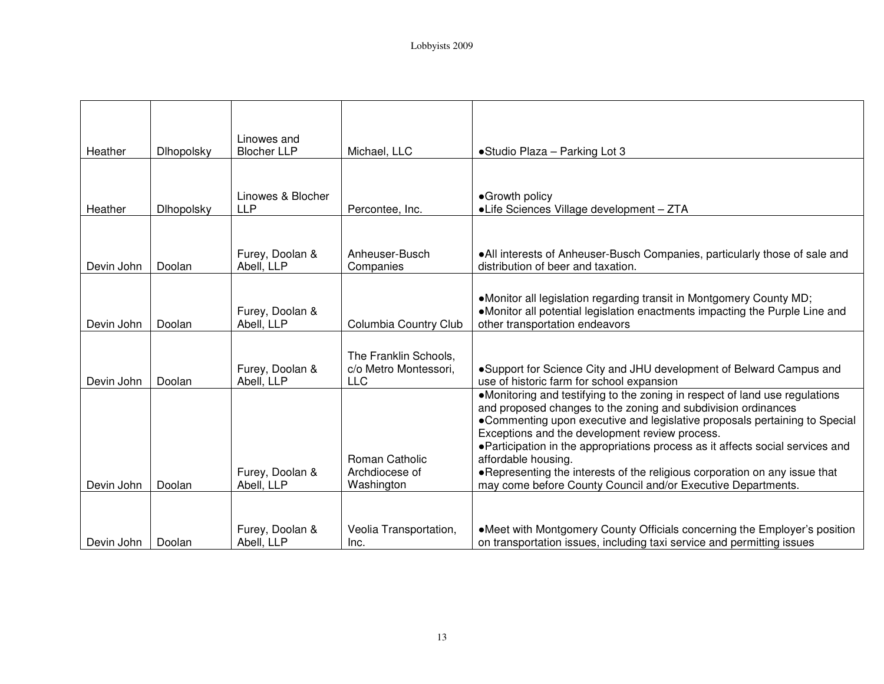| | | | | |
|---|---|---|---|---|
| Heather | Dlhopolsky | Linowes and Blocher LLP | Michael, LLC | ●Studio Plaza – Parking Lot 3 |
| Heather | Dlhopolsky | Linowes & Blocher LLP | Percontee, Inc. | ●Growth policy<br>●Life Sciences Village development – ZTA |
| Devin John | Doolan | Furey, Doolan & Abell, LLP | Anheuser-Busch Companies | ●All interests of Anheuser-Busch Companies, particularly those of sale and distribution of beer and taxation. |
| Devin John | Doolan | Furey, Doolan & Abell, LLP | Columbia Country Club | ●Monitor all legislation regarding transit in Montgomery County MD;<br>●Monitor all potential legislation enactments impacting the Purple Line and other transportation endeavors |
| Devin John | Doolan | Furey, Doolan & Abell, LLP | The Franklin Schools, c/o Metro Montessori, LLC | ●Support for Science City and JHU development of Belward Campus and use of historic farm for school expansion |
| Devin John | Doolan | Furey, Doolan & Abell, LLP | Roman Catholic Archdiocese of Washington | ●Monitoring and testifying to the zoning in respect of land use regulations and proposed changes to the zoning and subdivision ordinances<br>●Commenting upon executive and legislative proposals pertaining to Special Exceptions and the development review process.<br>●Participation in the appropriations process as it affects social services and affordable housing.<br>●Representing the interests of the religious corporation on any issue that may come before County Council and/or Executive Departments. |
| Devin John | Doolan | Furey, Doolan & Abell, LLP | Veolia Transportation, Inc. | ●Meet with Montgomery County Officials concerning the Employer's position on transportation issues, including taxi service and permitting issues |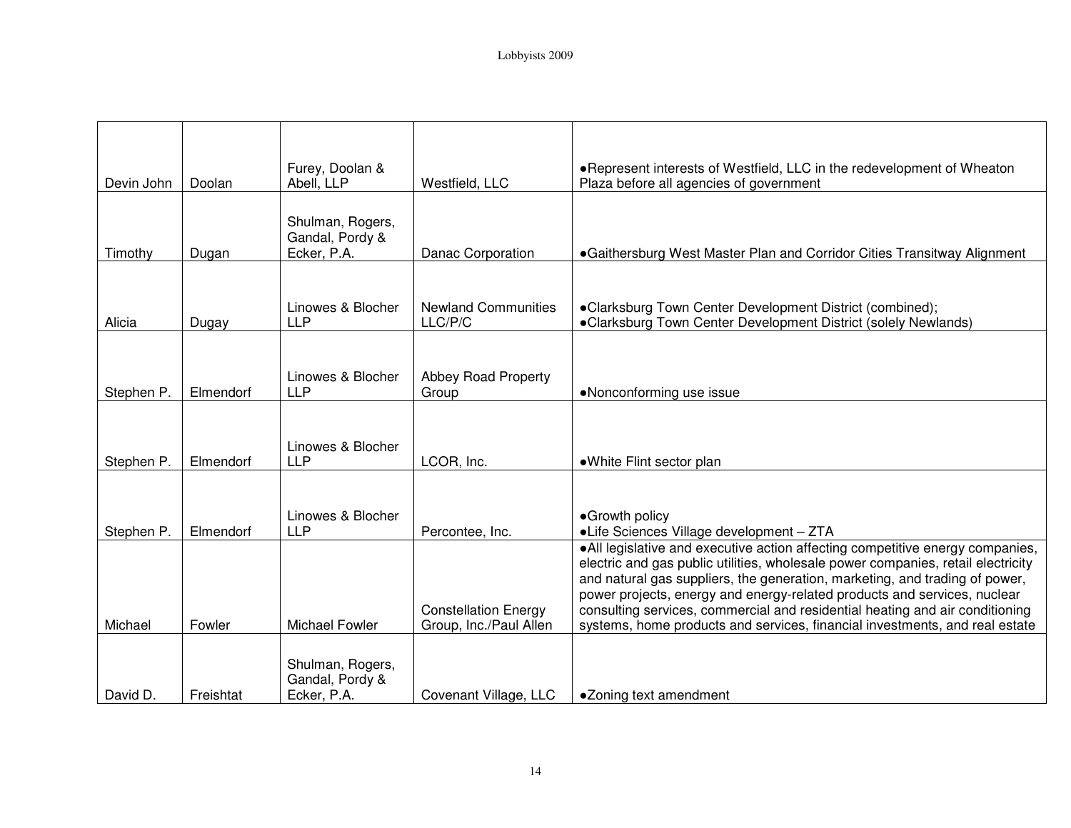| | | | | |
|---|---|---|---|---|
| Devin John | Doolan | Furey, Doolan & Abell, LLP | Westfield, LLC | ●Represent interests of Westfield, LLC in the redevelopment of Wheaton Plaza before all agencies of government |
| Timothy | Dugan | Shulman, Rogers, Gandal, Pordy & Ecker, P.A. | Danac Corporation | ●Gaithersburg West Master Plan and Corridor Cities Transitway Alignment |
| Alicia | Dugay | Linowes & Blocher LLP | Newland Communities LLC/P/C | ●Clarksburg Town Center Development District (combined); ●Clarksburg Town Center Development District (solely Newlands) |
| Stephen P. | Elmendorf | Linowes & Blocher LLP | Abbey Road Property Group | ●Nonconforming use issue |
| Stephen P. | Elmendorf | Linowes & Blocher LLP | LCOR, Inc. | ●White Flint sector plan |
| Stephen P. | Elmendorf | Linowes & Blocher LLP | Percontee, Inc. | ●Growth policy ●Life Sciences Village development – ZTA |
| Michael | Fowler | Michael Fowler | Constellation Energy Group, Inc./Paul Allen | ●All legislative and executive action affecting competitive energy companies, electric and gas public utilities, wholesale power companies, retail electricity and natural gas suppliers, the generation, marketing, and trading of power, power projects, energy and energy-related products and services, nuclear consulting services, commercial and residential heating and air conditioning systems, home products and services, financial investments, and real estate |
| David D. | Freishtat | Shulman, Rogers, Gandal, Pordy & Ecker, P.A. | Covenant Village, LLC | ●Zoning text amendment |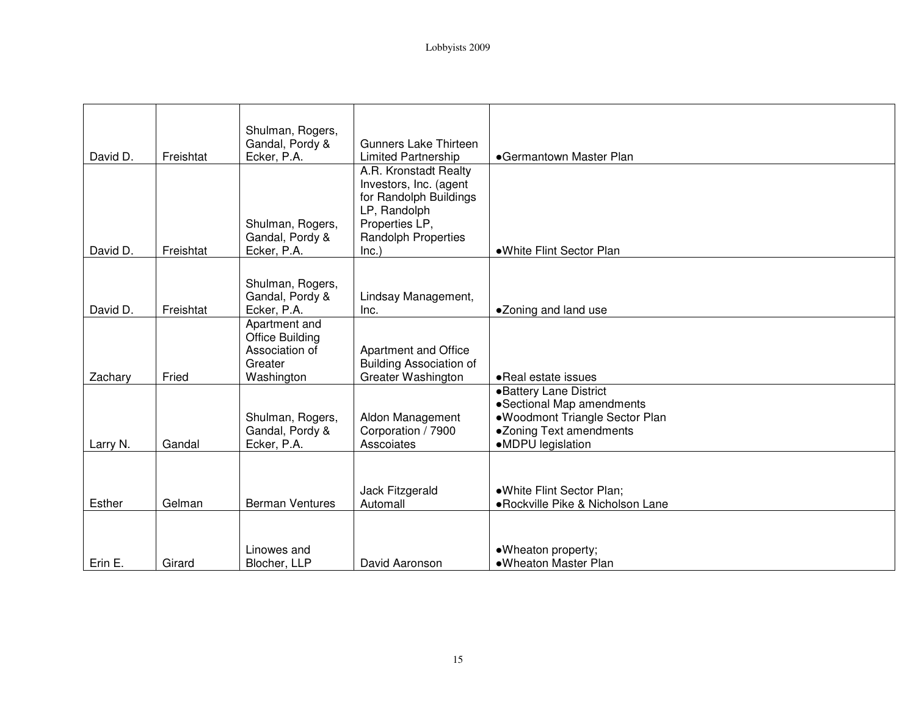| | | | | |
|---|---|---|---|---|
| David D. | Freishtat | Shulman, Rogers, Gandal, Pordy & Ecker, P.A. | Gunners Lake Thirteen Limited Partnership | ●Germantown Master Plan |
| David D. | Freishtat | Shulman, Rogers, Gandal, Pordy & Ecker, P.A. | A.R. Kronstadt Realty Investors, Inc. (agent for Randolph Buildings LP, Randolph Properties LP, Randolph Properties Inc.) | ●White Flint Sector Plan |
| David D. | Freishtat | Shulman, Rogers, Gandal, Pordy & Ecker, P.A. | Lindsay Management, Inc. | ●Zoning and land use |
| Zachary | Fried | Apartment and Office Building Association of Greater Washington | Apartment and Office Building Association of Greater Washington | ●Real estate issues |
| Larry N. | Gandal | Shulman, Rogers, Gandal, Pordy & Ecker, P.A. | Aldon Management Corporation / 7900 Asscoiates | ●Battery Lane District<br>●Sectional Map amendments<br>●Woodmont Triangle Sector Plan<br>●Zoning Text amendments<br>●MDPU legislation |
| Esther | Gelman | Berman Ventures | Jack Fitzgerald Automall | ●White Flint Sector Plan;<br>●Rockville Pike & Nicholson Lane |
| Erin E. | Girard | Linowes and Blocher, LLP | David Aaronson | ●Wheaton property;<br>●Wheaton Master Plan |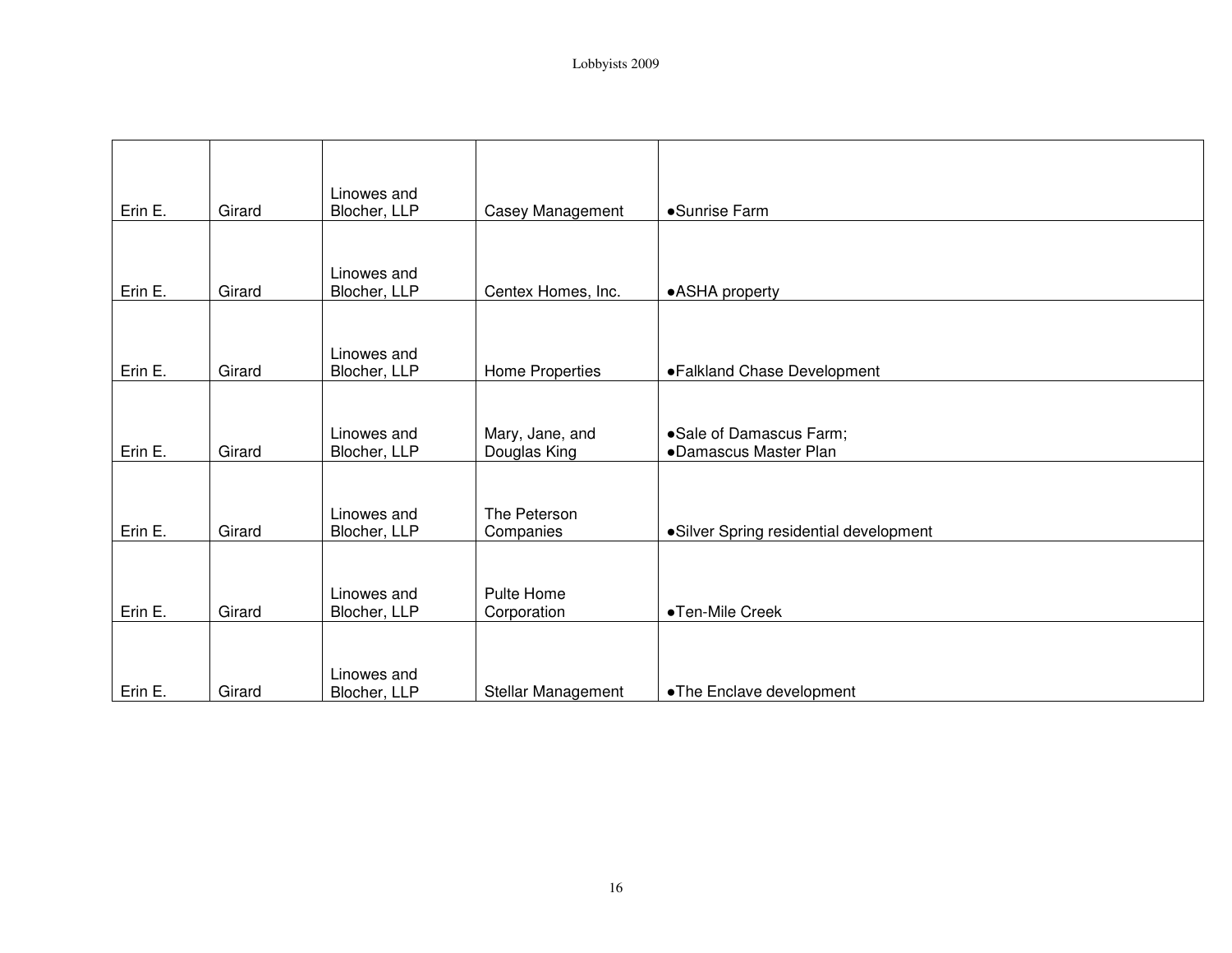| | | | | |
|---|---|---|---|---|
| Erin E. | Girard | Linowes and Blocher, LLP | Casey Management | •Sunrise Farm |
| Erin E. | Girard | Linowes and Blocher, LLP | Centex Homes, Inc. | •ASHA property |
| Erin E. | Girard | Linowes and Blocher, LLP | Home Properties | •Falkland Chase Development |
| Erin E. | Girard | Linowes and Blocher, LLP | Mary, Jane, and Douglas King | •Sale of Damascus Farm;<br>•Damascus Master Plan |
| Erin E. | Girard | Linowes and Blocher, LLP | The Peterson Companies | •Silver Spring residential development |
| Erin E. | Girard | Linowes and Blocher, LLP | Pulte Home Corporation | •Ten-Mile Creek |
| Erin E. | Girard | Linowes and Blocher, LLP | Stellar Management | •The Enclave development |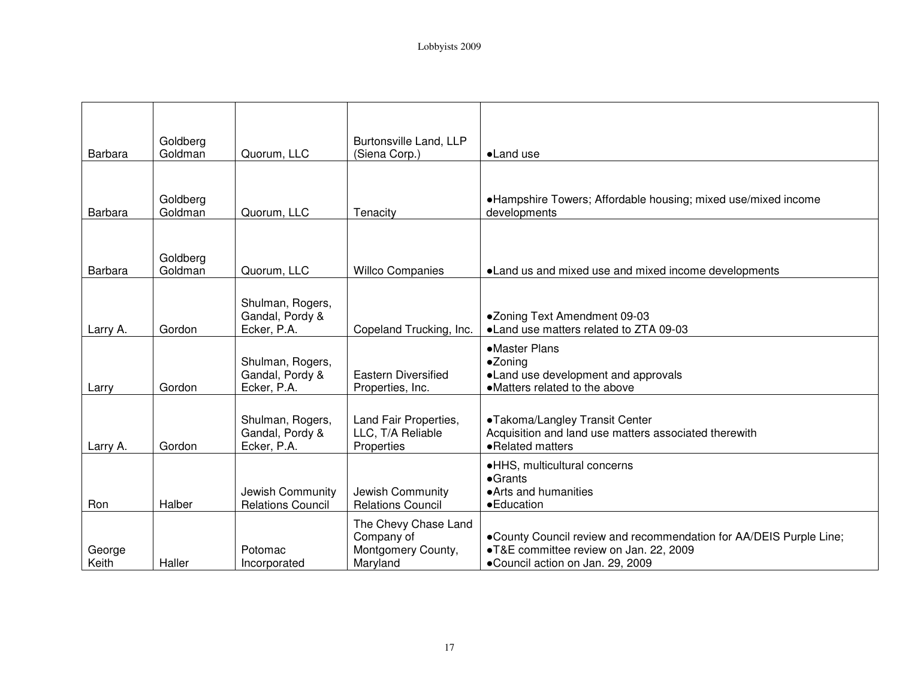| | | | | |
|---|---|---|---|---|
| Barbara | Goldberg Goldman | Quorum, LLC | Burtonsville Land, LLP (Siena Corp.) | ●Land use |
| Barbara | Goldberg Goldman | Quorum, LLC | Tenacity | ●Hampshire Towers; Affordable housing; mixed use/mixed income developments |
| Barbara | Goldberg Goldman | Quorum, LLC | Willco Companies | ●Land us and mixed use and mixed income developments |
| Larry A. | Gordon | Shulman, Rogers, Gandal, Pordy & Ecker, P.A. | Copeland Trucking, Inc. | ●Zoning Text Amendment 09-03<br>●Land use matters related to ZTA 09-03 |
| Larry | Gordon | Shulman, Rogers, Gandal, Pordy & Ecker, P.A. | Eastern Diversified Properties, Inc. | ●Master Plans<br>●Zoning<br>●Land use development and approvals<br>●Matters related to the above |
| Larry A. | Gordon | Shulman, Rogers, Gandal, Pordy & Ecker, P.A. | Land Fair Properties, LLC, T/A Reliable Properties | ●Takoma/Langley Transit Center<br>Acquisition and land use matters associated therewith<br>●Related matters |
| Ron | Halber | Jewish Community Relations Council | Jewish Community Relations Council | ●HHS, multicultural concerns<br>●Grants<br>●Arts and humanities<br>●Education |
| George Keith | Haller | Potomac Incorporated | The Chevy Chase Land Company of Montgomery County, Maryland | ●County Council review and recommendation for AA/DEIS Purple Line;<br>●T&E committee review on Jan. 22, 2009<br>●Council action on Jan. 29, 2009 |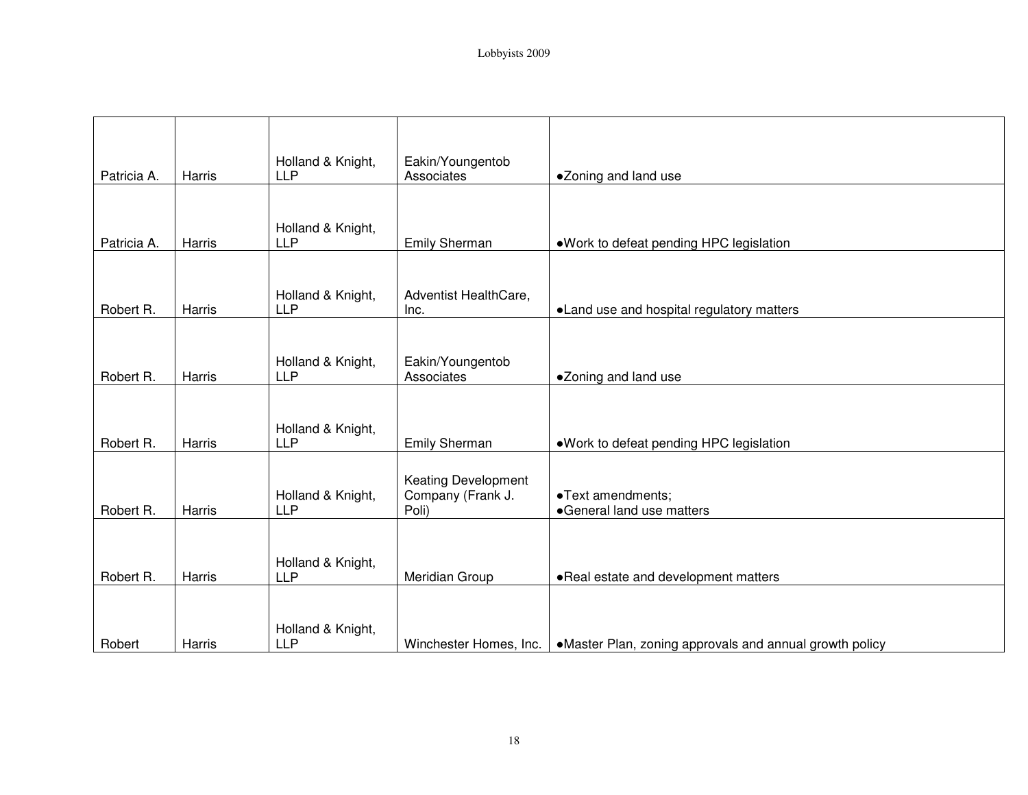| | | | | |
|---|---|---|---|---|
| Patricia A. | Harris | Holland & Knight, LLP | Eakin/Youngentob Associates | •Zoning and land use |
| Patricia A. | Harris | Holland & Knight, LLP | Emily Sherman | •Work to defeat pending HPC legislation |
| Robert R. | Harris | Holland & Knight, LLP | Adventist HealthCare, Inc. | •Land use and hospital regulatory matters |
| Robert R. | Harris | Holland & Knight, LLP | Eakin/Youngentob Associates | •Zoning and land use |
| Robert R. | Harris | Holland & Knight, LLP | Emily Sherman | •Work to defeat pending HPC legislation |
| Robert R. | Harris | Holland & Knight, LLP | Keating Development Company (Frank J. Poli) | •Text amendments;<br>•General land use matters |
| Robert R. | Harris | Holland & Knight, LLP | Meridian Group | •Real estate and development matters |
| Robert | Harris | Holland & Knight, LLP | Winchester Homes, Inc. | •Master Plan, zoning approvals and annual growth policy |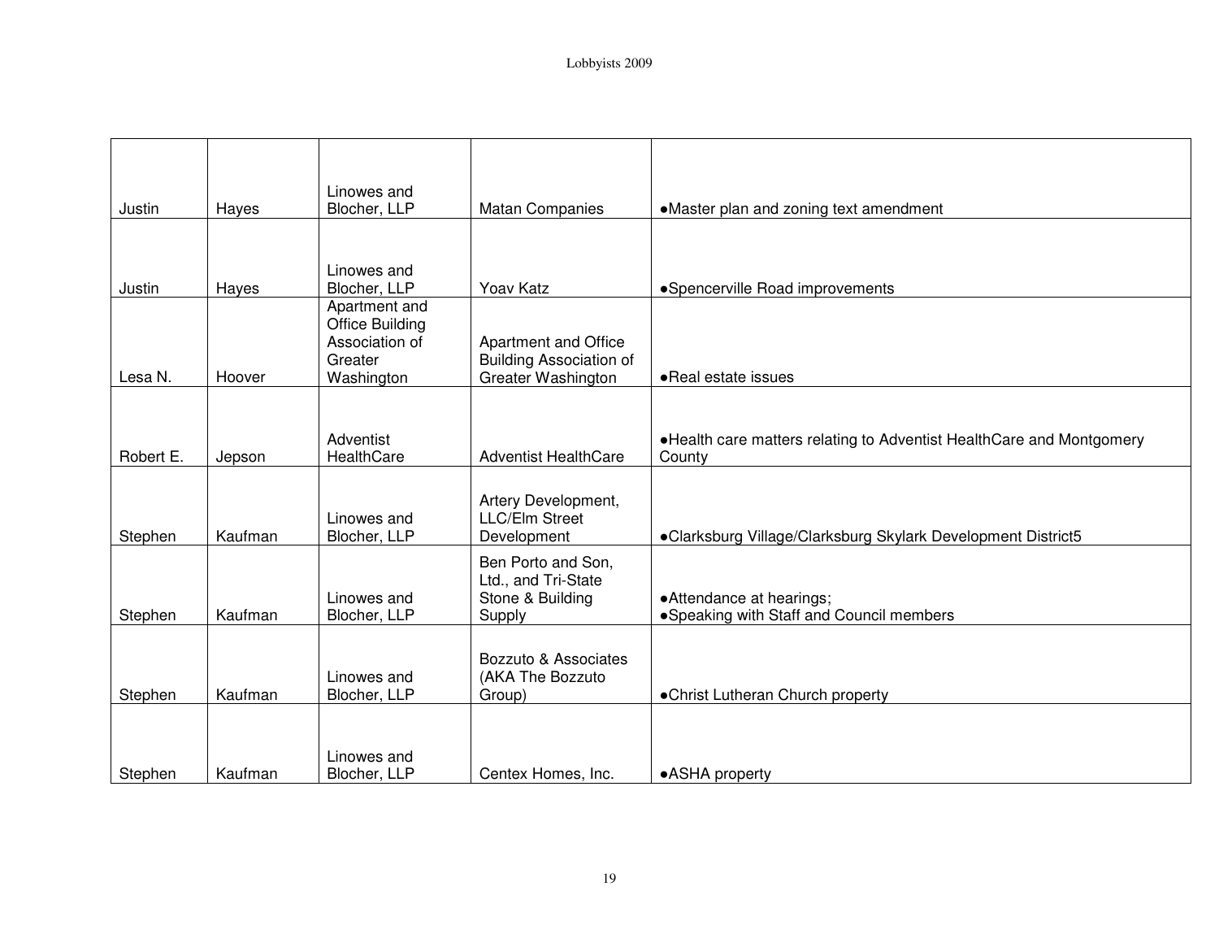| Justin | Hayes | Linowes and Blocher, LLP | Matan Companies | •Master plan and zoning text amendment |
|---|---|---|---|---|
| Justin | Hayes | Linowes and Blocher, LLP | Yoav Katz | •Spencerville Road improvements |
| Lesa N. | Hoover | Apartment and Office Building Association of Greater Washington | Apartment and Office Building Association of Greater Washington | •Real estate issues |
| Robert E. | Jepson | Adventist HealthCare | Adventist HealthCare | •Health care matters relating to Adventist HealthCare and Montgomery County |
| Stephen | Kaufman | Linowes and Blocher, LLP | Artery Development, LLC/Elm Street Development | •Clarksburg Village/Clarksburg Skylark Development District5 |
| Stephen | Kaufman | Linowes and Blocher, LLP | Ben Porto and Son, Ltd., and Tri-State Stone & Building Supply | •Attendance at hearings;<br>•Speaking with Staff and Council members |
| Stephen | Kaufman | Linowes and Blocher, LLP | Bozzuto & Associates (AKA The Bozzuto Group) | •Christ Lutheran Church property |
| Stephen | Kaufman | Linowes and Blocher, LLP | Centex Homes, Inc. | •ASHA property |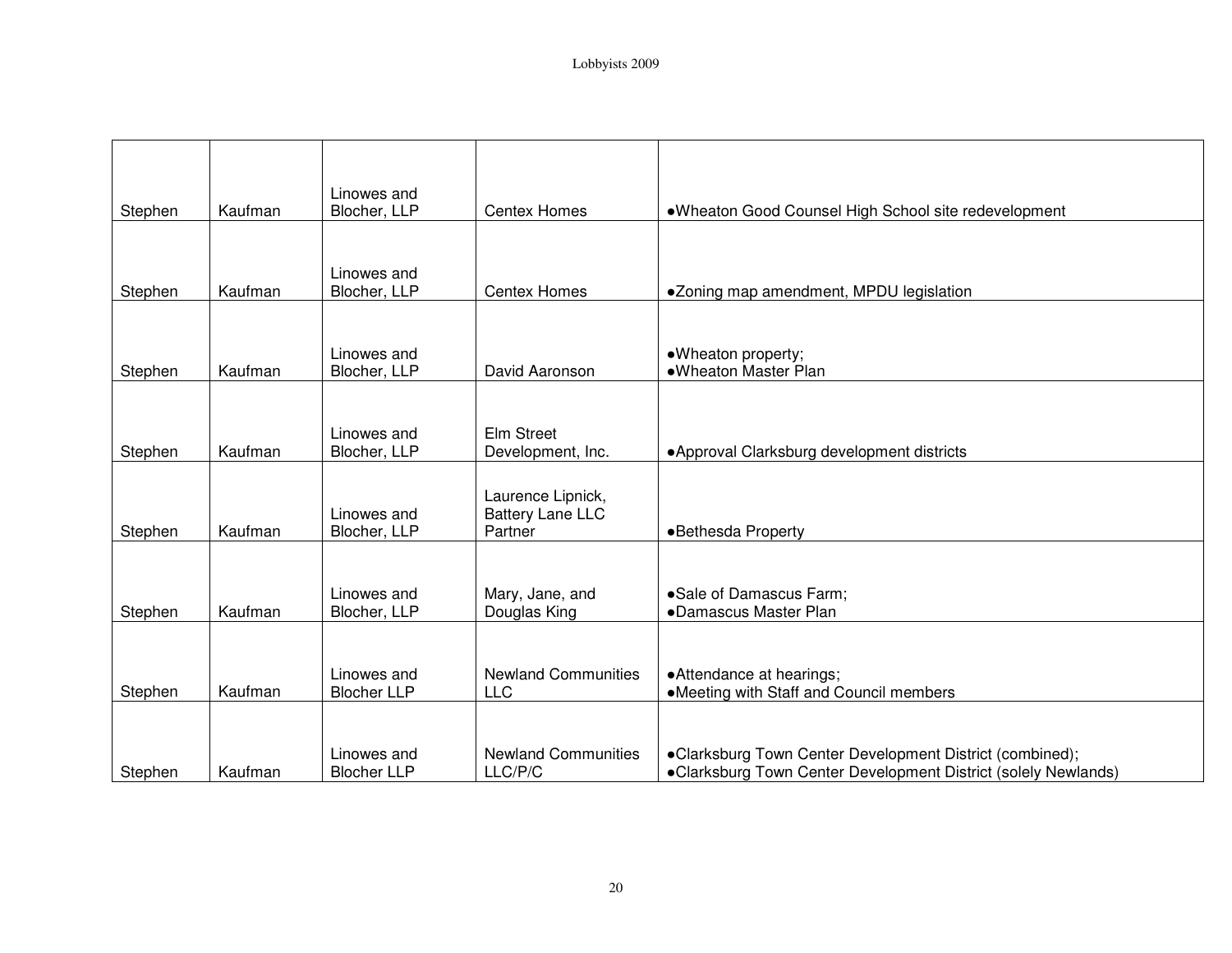| Stephen | Kaufman | Linowes and Blocher, LLP | Centex Homes | •Wheaton Good Counsel High School site redevelopment |
|---|---|---|---|---|
| Stephen | Kaufman | Linowes and Blocher, LLP | Centex Homes | •Zoning map amendment, MPDU legislation |
| Stephen | Kaufman | Linowes and Blocher, LLP | David Aaronson | •Wheaton property;<br>•Wheaton Master Plan |
| Stephen | Kaufman | Linowes and Blocher, LLP | Elm Street Development, Inc. | •Approval Clarksburg development districts |
| Stephen | Kaufman | Linowes and Blocher, LLP | Laurence Lipnick, Battery Lane LLC Partner | •Bethesda Property |
| Stephen | Kaufman | Linowes and Blocher, LLP | Mary, Jane, and Douglas King | •Sale of Damascus Farm;<br>•Damascus Master Plan |
| Stephen | Kaufman | Linowes and Blocher LLP | Newland Communities LLC | •Attendance at hearings;<br>•Meeting with Staff and Council members |
| Stephen | Kaufman | Linowes and Blocher LLP | Newland Communities LLC/P/C | •Clarksburg Town Center Development District (combined);<br>•Clarksburg Town Center Development District (solely Newlands) |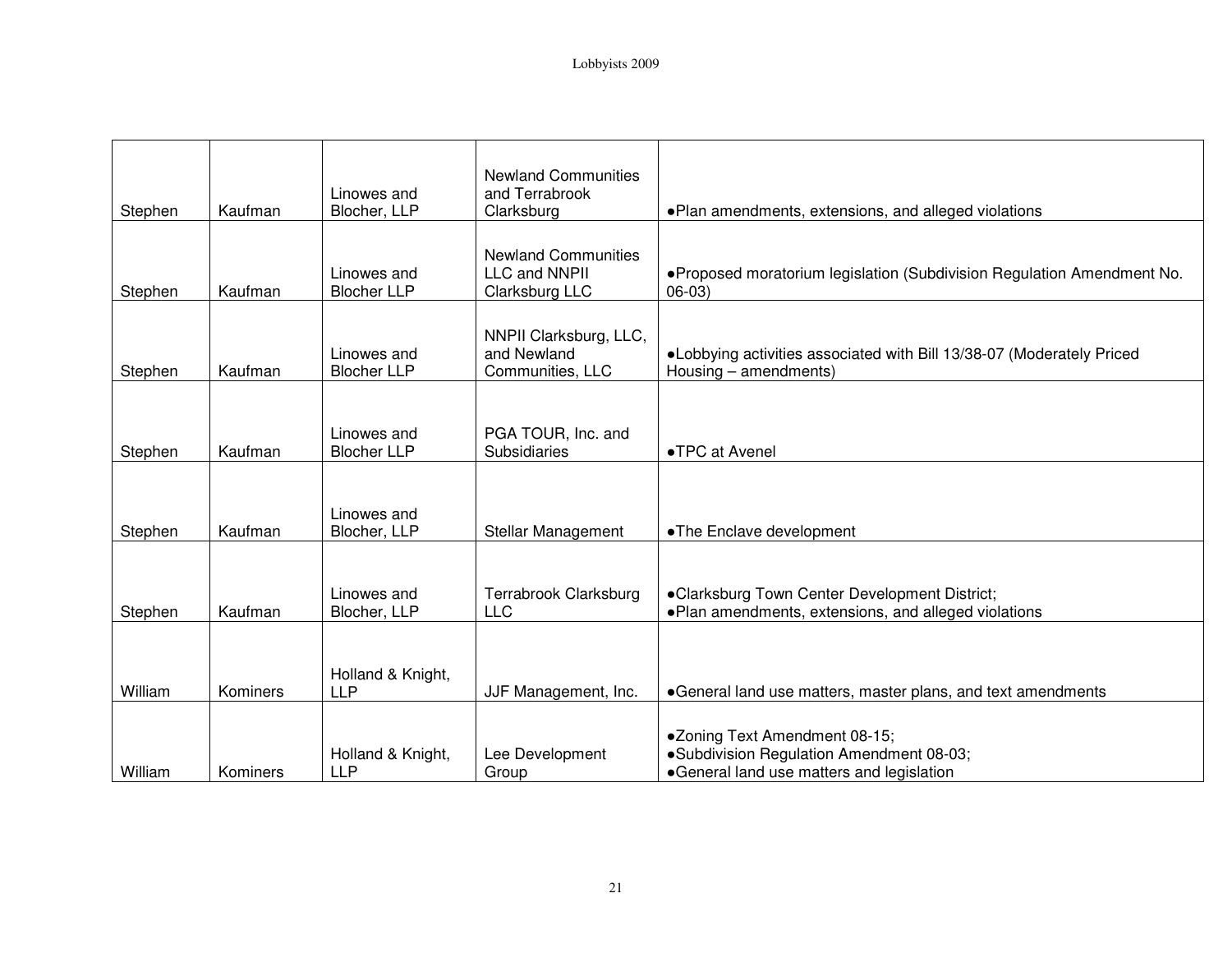| | | | | |
|---|---|---|---|---|
| Stephen | Kaufman | Linowes and Blocher, LLP | Newland Communities and Terrabrook Clarksburg | ●Plan amendments, extensions, and alleged violations |
| Stephen | Kaufman | Linowes and Blocher LLP | Newland Communities LLC and NNPII Clarksburg LLC | ●Proposed moratorium legislation (Subdivision Regulation Amendment No. 06-03) |
| Stephen | Kaufman | Linowes and Blocher LLP | NNPII Clarksburg, LLC, and Newland Communities, LLC | ●Lobbying activities associated with Bill 13/38-07 (Moderately Priced Housing – amendments) |
| Stephen | Kaufman | Linowes and Blocher LLP | PGA TOUR, Inc. and Subsidiaries | ●TPC at Avenel |
| Stephen | Kaufman | Linowes and Blocher, LLP | Stellar Management | ●The Enclave development |
| Stephen | Kaufman | Linowes and Blocher, LLP | Terrabrook Clarksburg LLC | ●Clarksburg Town Center Development District;<br>●Plan amendments, extensions, and alleged violations |
| William | Kominers | Holland & Knight, LLP | JJF Management, Inc. | ●General land use matters, master plans, and text amendments |
| William | Kominers | Holland & Knight, LLP | Lee Development Group | ●Zoning Text Amendment 08-15;<br>●Subdivision Regulation Amendment 08-03;<br>●General land use matters and legislation |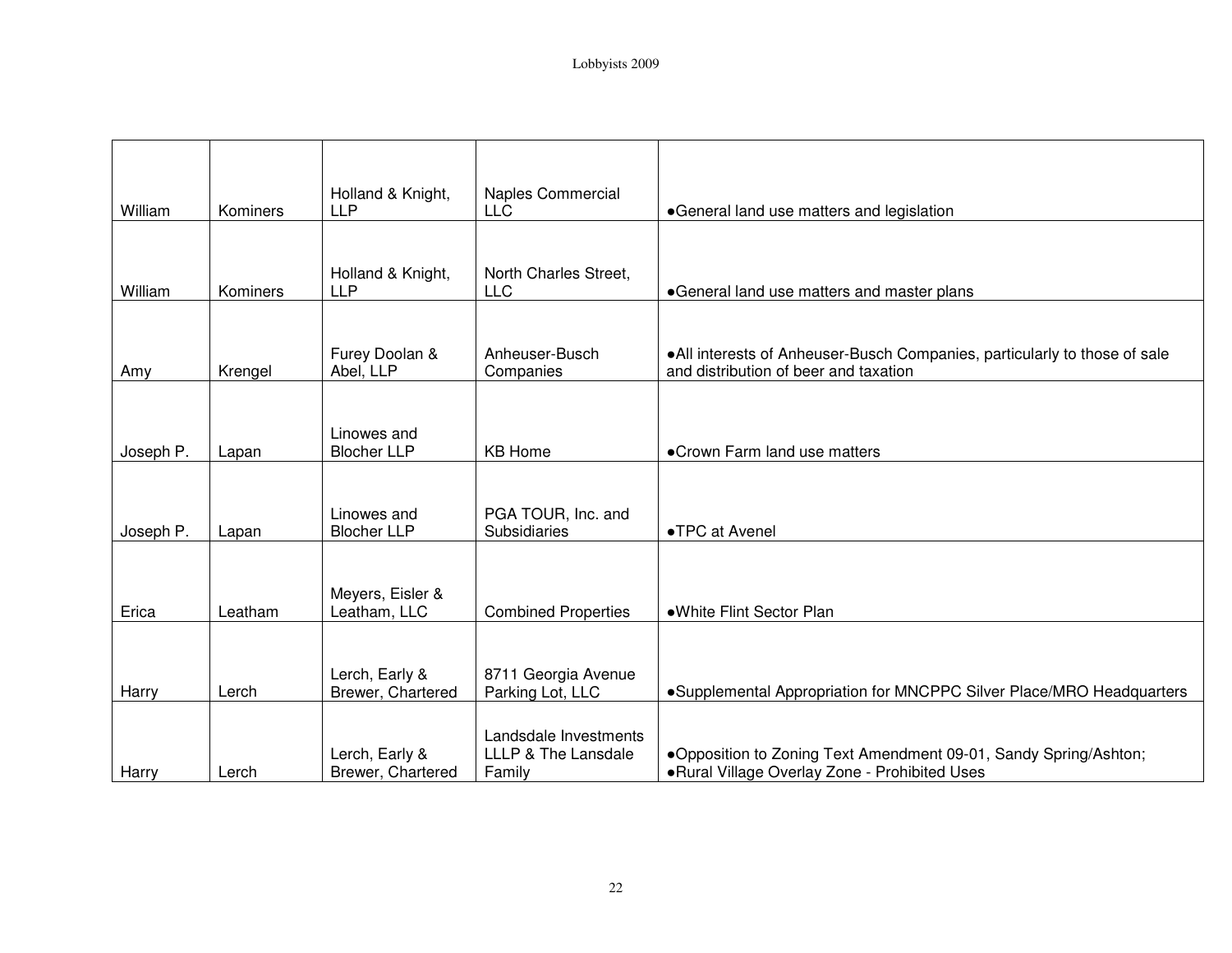| | | | | |
|---|---|---|---|---|
| William | Kominers | Holland & Knight, LLP | Naples Commercial LLC | •General land use matters and legislation |
| William | Kominers | Holland & Knight, LLP | North Charles Street, LLC | •General land use matters and master plans |
| Amy | Krengel | Furey Doolan & Abel, LLP | Anheuser-Busch Companies | •All interests of Anheuser-Busch Companies, particularly to those of sale and distribution of beer and taxation |
| Joseph P. | Lapan | Linowes and Blocher LLP | KB Home | •Crown Farm land use matters |
| Joseph P. | Lapan | Linowes and Blocher LLP | PGA TOUR, Inc. and Subsidiaries | •TPC at Avenel |
| Erica | Leatham | Meyers, Eisler & Leatham, LLC | Combined Properties | •White Flint Sector Plan |
| Harry | Lerch | Lerch, Early & Brewer, Chartered | 8711 Georgia Avenue Parking Lot, LLC | •Supplemental Appropriation for MNCPPC Silver Place/MRO Headquarters |
| Harry | Lerch | Lerch, Early & Brewer, Chartered | Landsdale Investments LLLP & The Lansdale Family | •Opposition to Zoning Text Amendment 09-01, Sandy Spring/Ashton; •Rural Village Overlay Zone - Prohibited Uses |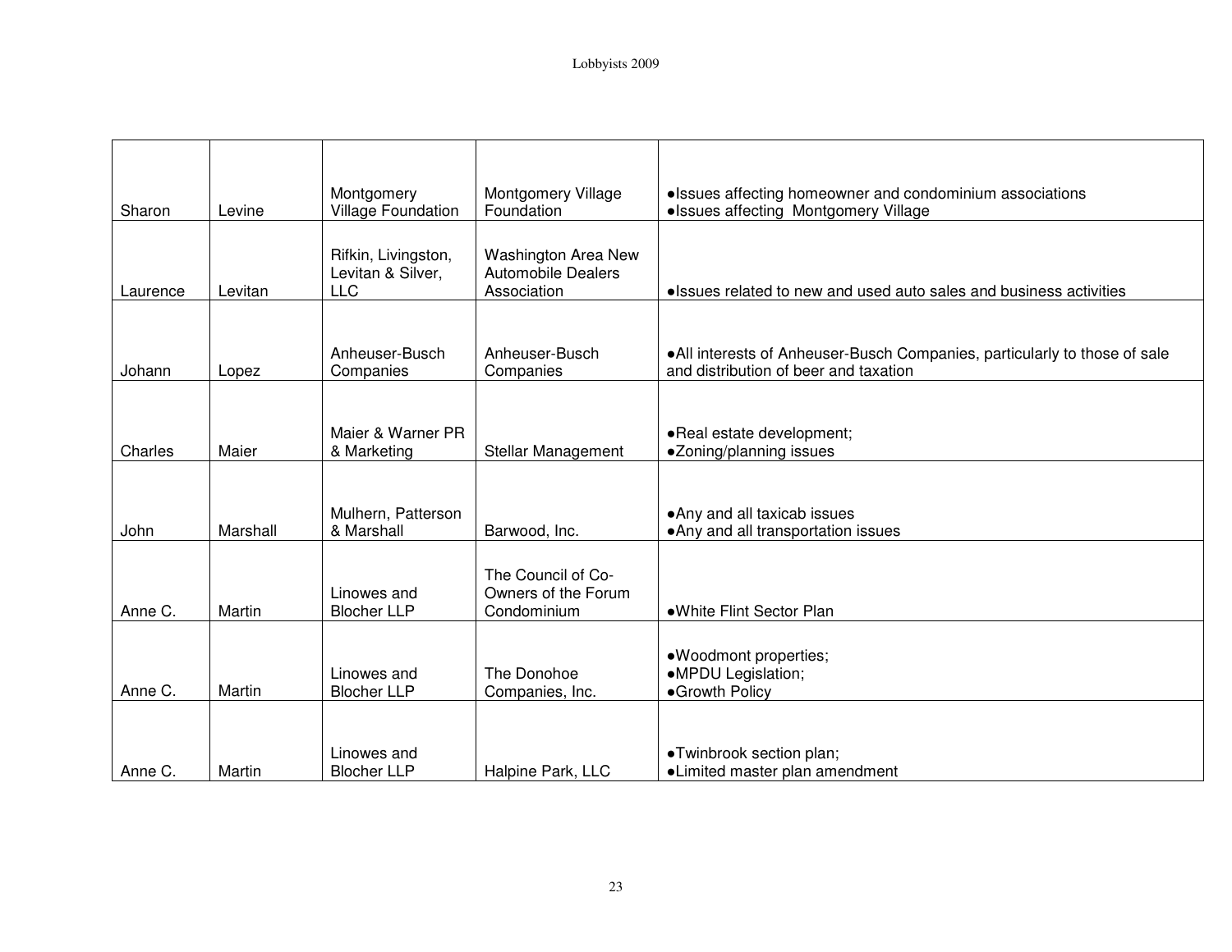| | | | | |
|---|---|---|---|---|
| Sharon | Levine | Montgomery Village Foundation | Montgomery Village Foundation | •Issues affecting homeowner and condominium associations<br>•Issues affecting Montgomery Village |
| Laurence | Levitan | Rifkin, Livingston, Levitan & Silver, LLC | Washington Area New Automobile Dealers Association | •Issues related to new and used auto sales and business activities |
| Johann | Lopez | Anheuser-Busch Companies | Anheuser-Busch Companies | •All interests of Anheuser-Busch Companies, particularly to those of sale and distribution of beer and taxation |
| Charles | Maier | Maier & Warner PR & Marketing | Stellar Management | •Real estate development;<br>•Zoning/planning issues |
| John | Marshall | Mulhern, Patterson & Marshall | Barwood, Inc. | •Any and all taxicab issues<br>•Any and all transportation issues |
| Anne C. | Martin | Linowes and Blocher LLP | The Council of Co-Owners of the Forum Condominium | •White Flint Sector Plan |
| Anne C. | Martin | Linowes and Blocher LLP | The Donohoe Companies, Inc. | •Woodmont properties;<br>•MPDU Legislation;<br>•Growth Policy |
| Anne C. | Martin | Linowes and Blocher LLP | Halpine Park, LLC | •Twinbrook section plan;<br>•Limited master plan amendment |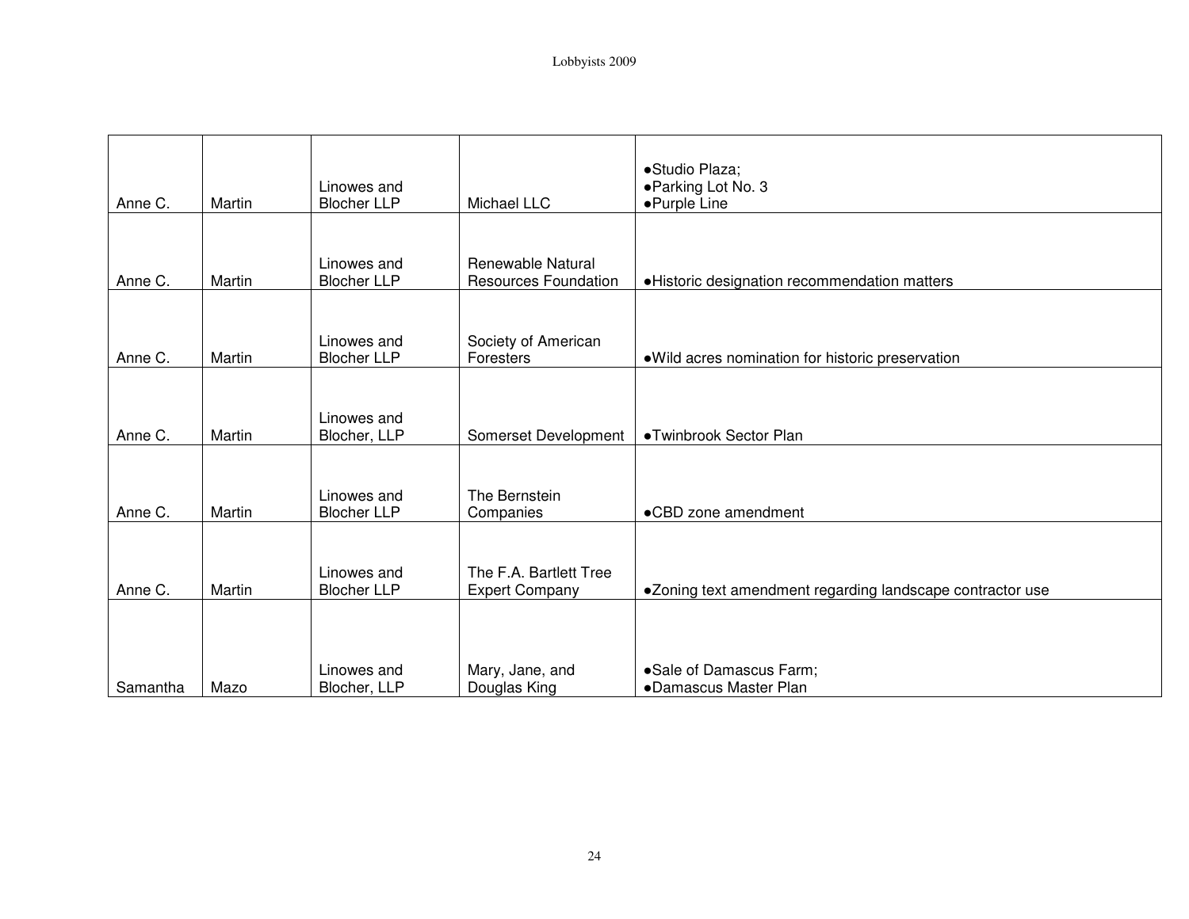| | | | | |
|---|---|---|---|---|
| Anne C. | Martin | Linowes and Blocher LLP | Michael LLC | •Studio Plaza;<br>•Parking Lot No. 3<br>•Purple Line |
| Anne C. | Martin | Linowes and Blocher LLP | Renewable Natural Resources Foundation | •Historic designation recommendation matters |
| Anne C. | Martin | Linowes and Blocher LLP | Society of American Foresters | •Wild acres nomination for historic preservation |
| Anne C. | Martin | Linowes and Blocher, LLP | Somerset Development | •Twinbrook Sector Plan |
| Anne C. | Martin | Linowes and Blocher LLP | The Bernstein Companies | •CBD zone amendment |
| Anne C. | Martin | Linowes and Blocher LLP | The F.A. Bartlett Tree Expert Company | •Zoning text amendment regarding landscape contractor use |
| Samantha | Mazo | Linowes and Blocher, LLP | Mary, Jane, and Douglas King | •Sale of Damascus Farm;<br>•Damascus Master Plan |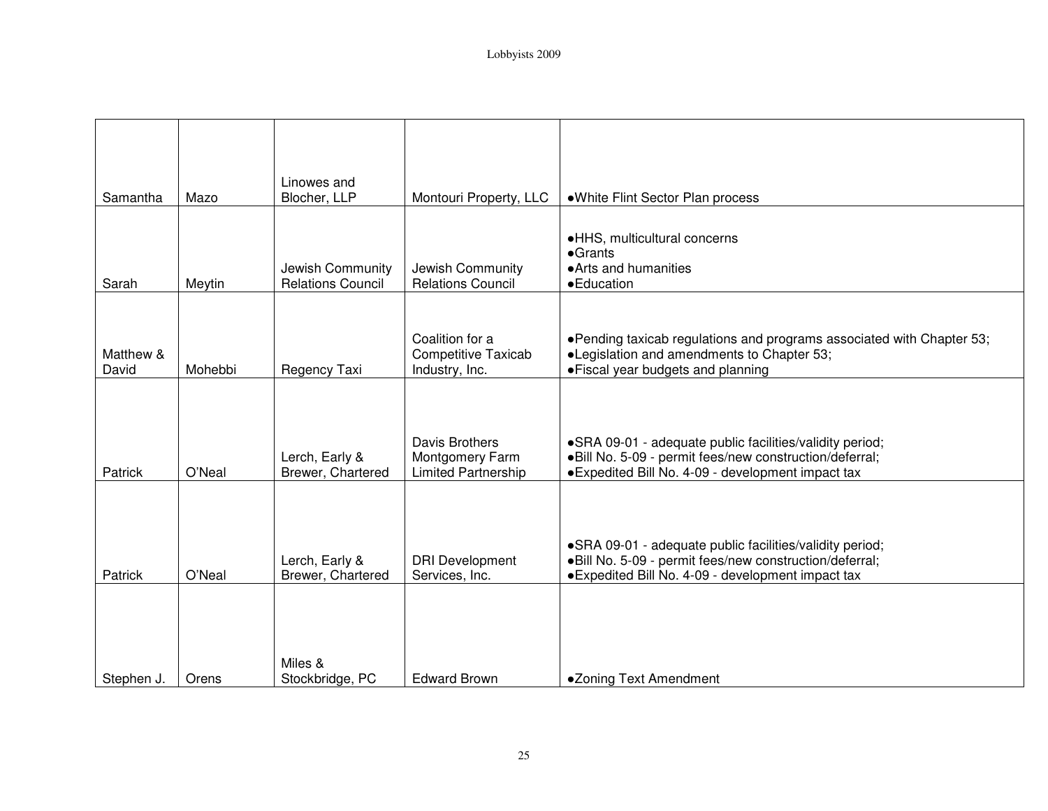| Samantha | Mazo | Linowes and Blocher, LLP | Montouri Property, LLC | •White Flint Sector Plan process |
|---|---|---|---|---|
| Sarah | Meytin | Jewish Community Relations Council | Jewish Community Relations Council | •HHS, multicultural concerns<br>•Grants<br>•Arts and humanities<br>•Education |
| Matthew & David | Mohebbi | Regency Taxi | Coalition for a Competitive Taxicab Industry, Inc. | •Pending taxicab regulations and programs associated with Chapter 53;<br>•Legislation and amendments to Chapter 53;<br>•Fiscal year budgets and planning |
| Patrick | O'Neal | Lerch, Early & Brewer, Chartered | Davis Brothers Montgomery Farm Limited Partnership | •SRA 09-01 - adequate public facilities/validity period;<br>•Bill No. 5-09 - permit fees/new construction/deferral;<br>•Expedited Bill No. 4-09 - development impact tax |
| Patrick | O'Neal | Lerch, Early & Brewer, Chartered | DRI Development Services, Inc. | •SRA 09-01 - adequate public facilities/validity period;<br>•Bill No. 5-09 - permit fees/new construction/deferral;<br>•Expedited Bill No. 4-09 - development impact tax |
| Stephen J. | Orens | Miles & Stockbridge, PC | Edward Brown | •Zoning Text Amendment |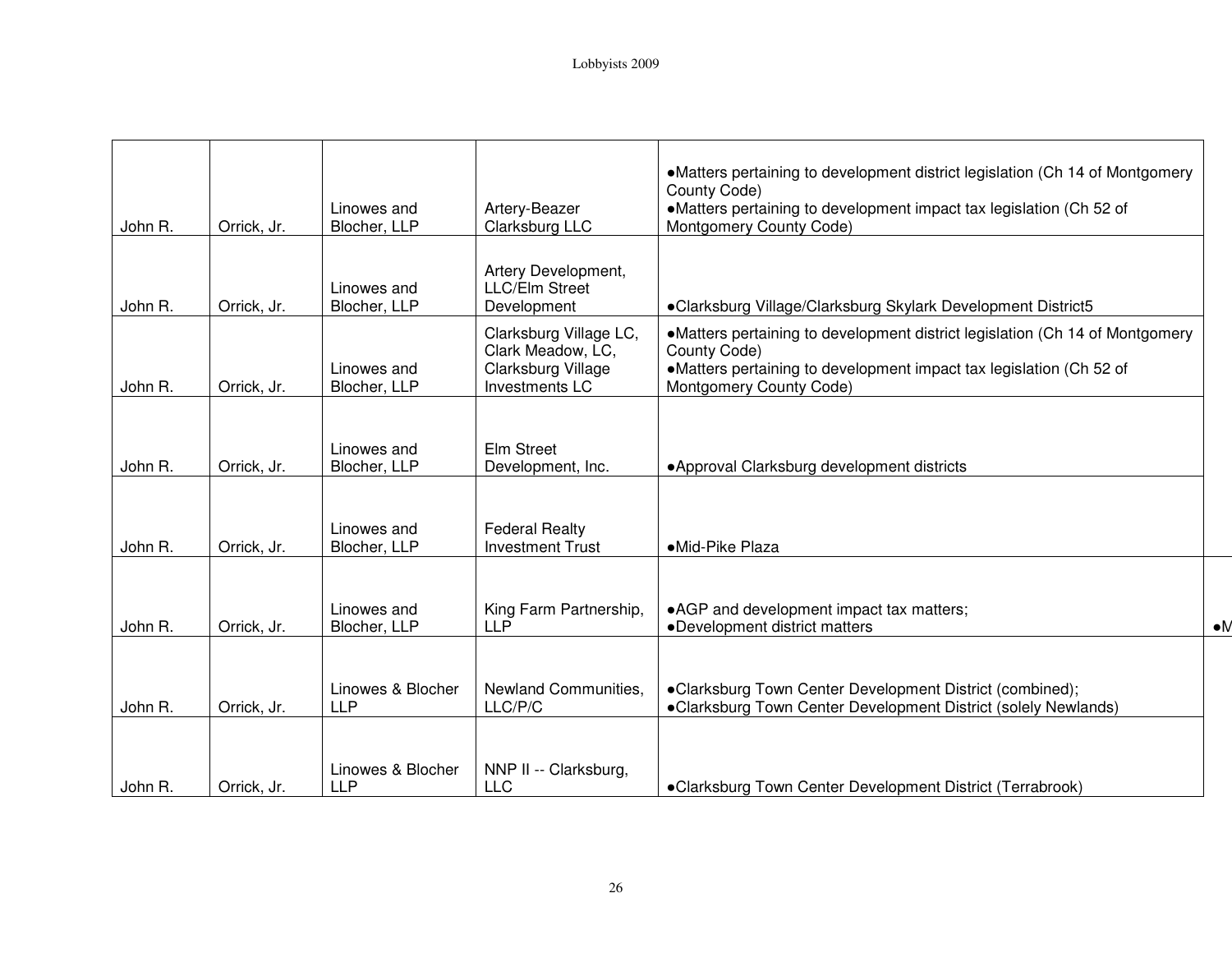| | | | | |
|---|---|---|---|---|
| John R. | Orrick, Jr. | Linowes and Blocher, LLP | Artery-Beazer Clarksburg LLC | ●Matters pertaining to development district legislation (Ch 14 of Montgomery County Code)<br>●Matters pertaining to development impact tax legislation (Ch 52 of Montgomery County Code) |
| John R. | Orrick, Jr. | Linowes and Blocher, LLP | Artery Development, LLC/Elm Street Development | ●Clarksburg Village/Clarksburg Skylark Development District5 |
| John R. | Orrick, Jr. | Linowes and Blocher, LLP | Clarksburg Village LC, Clark Meadow, LC, Clarksburg Village Investments LC | ●Matters pertaining to development district legislation (Ch 14 of Montgomery County Code)<br>●Matters pertaining to development impact tax legislation (Ch 52 of Montgomery County Code) |
| John R. | Orrick, Jr. | Linowes and Blocher, LLP | Elm Street Development, Inc. | ●Approval Clarksburg development districts |
| John R. | Orrick, Jr. | Linowes and Blocher, LLP | Federal Realty Investment Trust | ●Mid-Pike Plaza |
| John R. | Orrick, Jr. | Linowes and Blocher, LLP | King Farm Partnership, LLP | ●AGP and development impact tax matters;<br>●Development district matters |
| John R. | Orrick, Jr. | Linowes & Blocher LLP | Newland Communities, LLC/P/C | ●Clarksburg Town Center Development District (combined);<br>●Clarksburg Town Center Development District (solely Newlands) |
| John R. | Orrick, Jr. | Linowes & Blocher LLP | NNP II -- Clarksburg, LLC | ●Clarksburg Town Center Development District (Terrabrook) |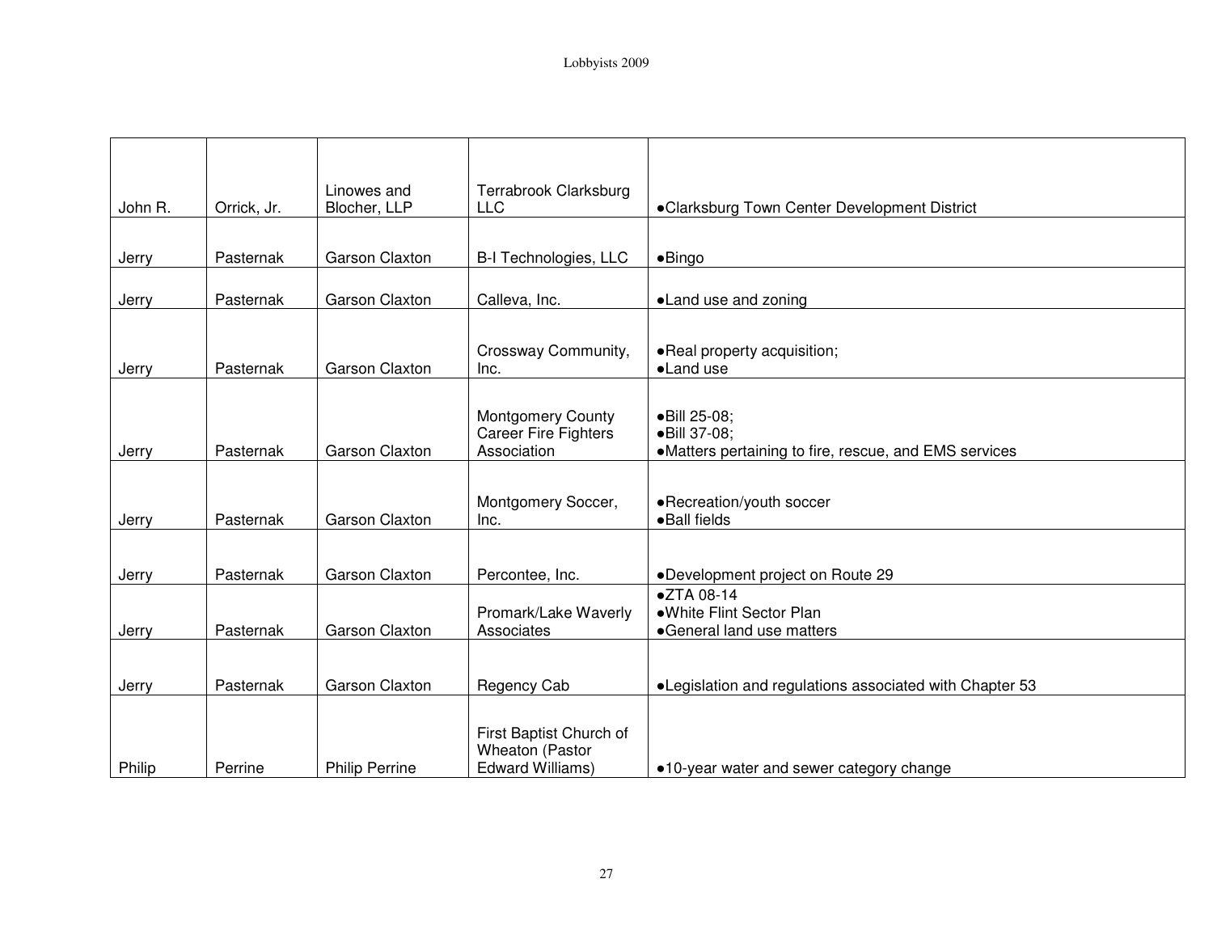| | | | | |
|---|---|---|---|---|
| John R. | Orrick, Jr. | Linowes and Blocher, LLP | Terrabrook Clarksburg LLC | •Clarksburg Town Center Development District |
| Jerry | Pasternak | Garson Claxton | B-I Technologies, LLC | •Bingo |
| Jerry | Pasternak | Garson Claxton | Calleva, Inc. | •Land use and zoning |
| Jerry | Pasternak | Garson Claxton | Crossway Community, Inc. | •Real property acquisition;<br>•Land use |
| Jerry | Pasternak | Garson Claxton | Montgomery County Career Fire Fighters Association | •Bill 25-08;<br>•Bill 37-08;<br>•Matters pertaining to fire, rescue, and EMS services |
| Jerry | Pasternak | Garson Claxton | Montgomery Soccer, Inc. | •Recreation/youth soccer<br>•Ball fields |
| Jerry | Pasternak | Garson Claxton | Percontee, Inc. | •Development project on Route 29 |
| Jerry | Pasternak | Garson Claxton | Promark/Lake Waverly Associates | •ZTA 08-14<br>•White Flint Sector Plan<br>•General land use matters |
| Jerry | Pasternak | Garson Claxton | Regency Cab | •Legislation and regulations associated with Chapter 53 |
| Philip | Perrine | Philip Perrine | First Baptist Church of Wheaton (Pastor Edward Williams) | •10-year water and sewer category change |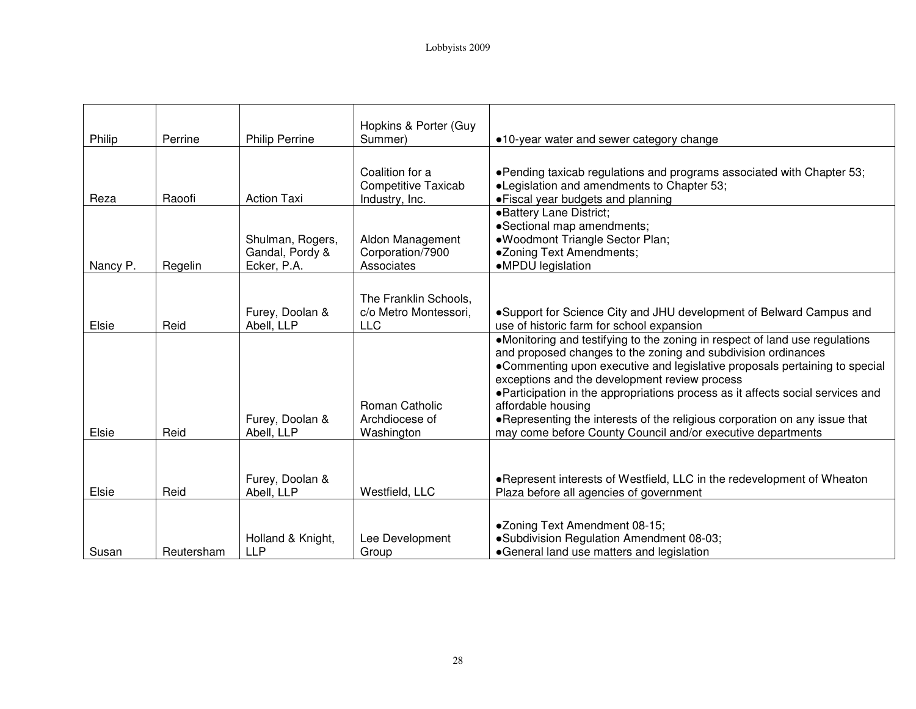| | | | | |
|---|---|---|---|---|
| Philip | Perrine | Philip Perrine | Hopkins & Porter (Guy Summer) | ●10-year water and sewer category change |
| Reza | Raoofi | Action Taxi | Coalition for a Competitive Taxicab Industry, Inc. | ●Pending taxicab regulations and programs associated with Chapter 53;<br>●Legislation and amendments to Chapter 53;<br>●Fiscal year budgets and planning |
| Nancy P. | Regelin | Shulman, Rogers, Gandal, Pordy & Ecker, P.A. | Aldon Management Corporation/7900 Associates | ●Battery Lane District;<br>●Sectional map amendments;<br>●Woodmont Triangle Sector Plan;<br>●Zoning Text Amendments;<br>●MPDU legislation |
| Elsie | Reid | Furey, Doolan & Abell, LLP | The Franklin Schools, c/o Metro Montessori, LLC | ●Support for Science City and JHU development of Belward Campus and use of historic farm for school expansion |
| Elsie | Reid | Furey, Doolan & Abell, LLP | Roman Catholic Archdiocese of Washington | ●Monitoring and testifying to the zoning in respect of land use regulations and proposed changes to the zoning and subdivision ordinances<br>●Commenting upon executive and legislative proposals pertaining to special exceptions and the development review process<br>●Participation in the appropriations process as it affects social services and affordable housing<br>●Representing the interests of the religious corporation on any issue that may come before County Council and/or executive departments |
| Elsie | Reid | Furey, Doolan & Abell, LLP | Westfield, LLC | ●Represent interests of Westfield, LLC in the redevelopment of Wheaton Plaza before all agencies of government |
| Susan | Reutersham | Holland & Knight, LLP | Lee Development Group | ●Zoning Text Amendment 08-15;<br>●Subdivision Regulation Amendment 08-03;<br>●General land use matters and legislation |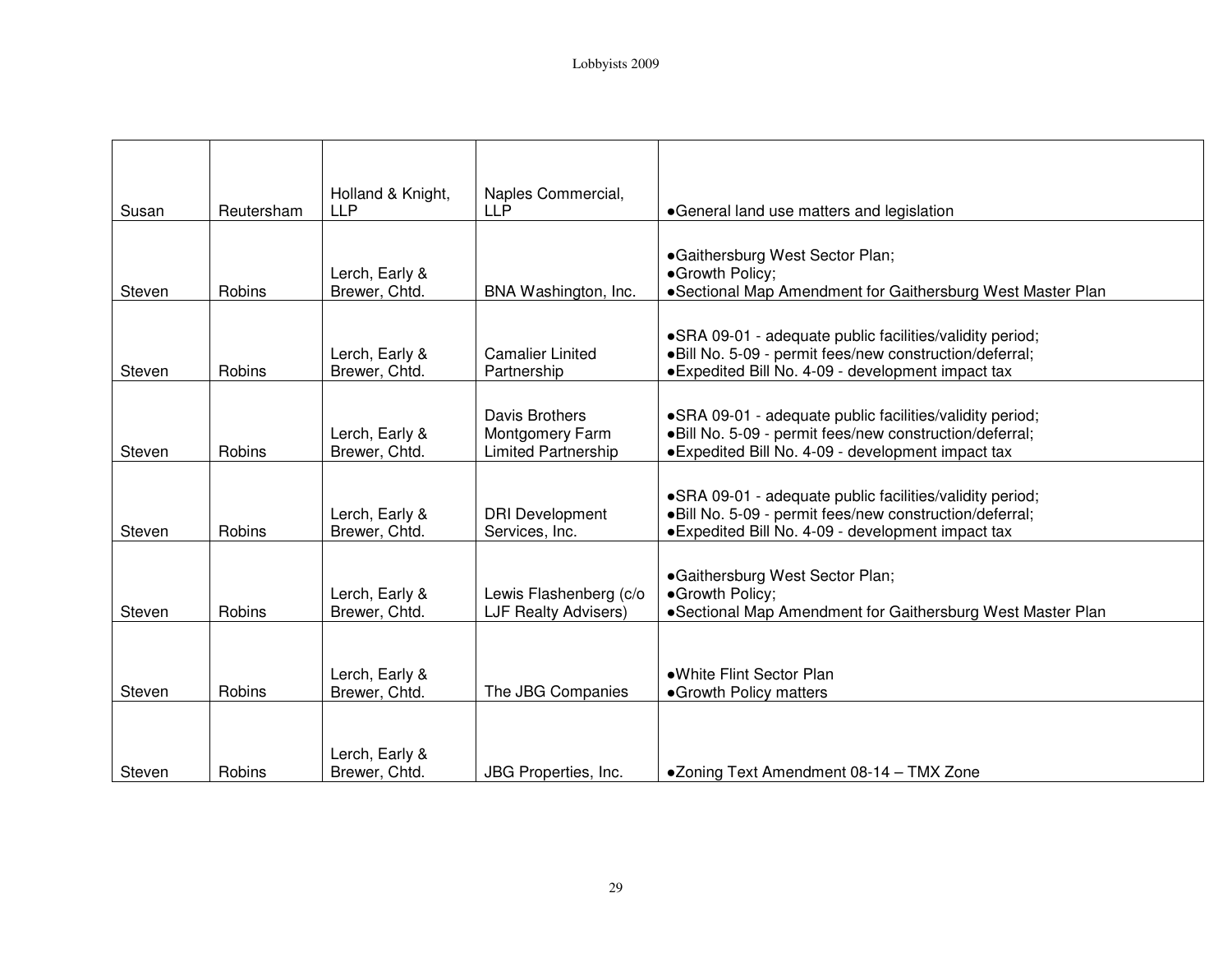| | | | | |
|---|---|---|---|---|
| Susan | Reutersham | Holland & Knight, LLP | Naples Commercial, LLP | •General land use matters and legislation |
| Steven | Robins | Lerch, Early & Brewer, Chtd. | BNA Washington, Inc. | •Gaithersburg West Sector Plan;<br>•Growth Policy;<br>•Sectional Map Amendment for Gaithersburg West Master Plan |
| Steven | Robins | Lerch, Early & Brewer, Chtd. | Camalier Linited Partnership | •SRA 09-01 - adequate public facilities/validity period;<br>•Bill No. 5-09 - permit fees/new construction/deferral;<br>•Expedited Bill No. 4-09 - development impact tax |
| Steven | Robins | Lerch, Early & Brewer, Chtd. | Davis Brothers Montgomery Farm Limited Partnership | •SRA 09-01 - adequate public facilities/validity period;<br>•Bill No. 5-09 - permit fees/new construction/deferral;<br>•Expedited Bill No. 4-09 - development impact tax |
| Steven | Robins | Lerch, Early & Brewer, Chtd. | DRI Development Services, Inc. | •SRA 09-01 - adequate public facilities/validity period;<br>•Bill No. 5-09 - permit fees/new construction/deferral;<br>•Expedited Bill No. 4-09 - development impact tax |
| Steven | Robins | Lerch, Early & Brewer, Chtd. | Lewis Flashenberg (c/o LJF Realty Advisers) | •Gaithersburg West Sector Plan;<br>•Growth Policy;<br>•Sectional Map Amendment for Gaithersburg West Master Plan |
| Steven | Robins | Lerch, Early & Brewer, Chtd. | The JBG Companies | •White Flint Sector Plan<br>•Growth Policy matters |
| Steven | Robins | Lerch, Early & Brewer, Chtd. | JBG Properties, Inc. | •Zoning Text Amendment 08-14 – TMX Zone |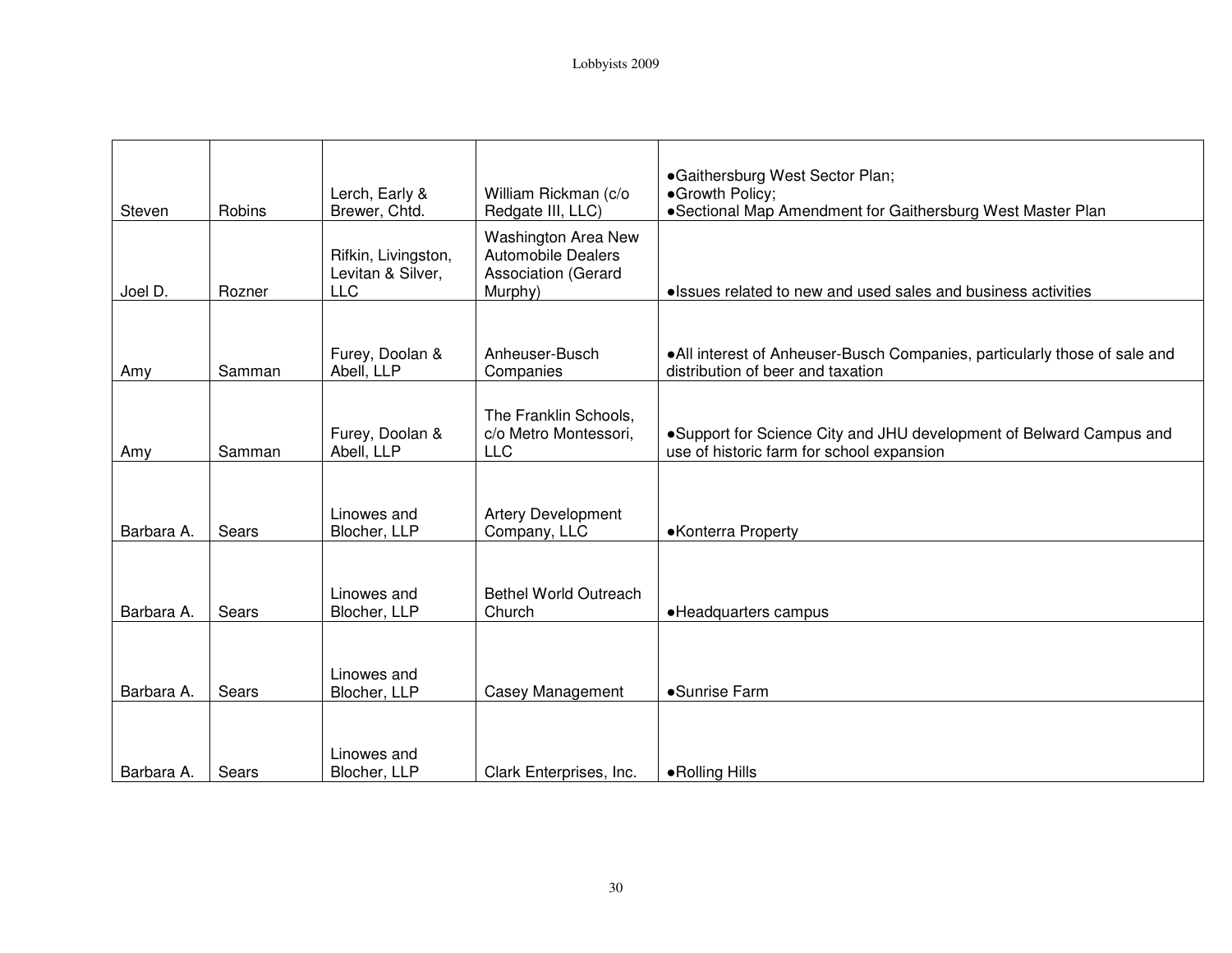| | | | | |
|---|---|---|---|---|
| Steven | Robins | Lerch, Early & Brewer, Chtd. | William Rickman (c/o Redgate III, LLC) | •Gaithersburg West Sector Plan;<br>•Growth Policy;<br>•Sectional Map Amendment for Gaithersburg West Master Plan |
| Joel D. | Rozner | Rifkin, Livingston, Levitan & Silver, LLC | Washington Area New Automobile Dealers Association (Gerard Murphy) | •Issues related to new and used sales and business activities |
| Amy | Samman | Furey, Doolan & Abell, LLP | Anheuser-Busch Companies | •All interest of Anheuser-Busch Companies, particularly those of sale and distribution of beer and taxation |
| Amy | Samman | Furey, Doolan & Abell, LLP | The Franklin Schools, c/o Metro Montessori, LLC | •Support for Science City and JHU development of Belward Campus and use of historic farm for school expansion |
| Barbara A. | Sears | Linowes and Blocher, LLP | Artery Development Company, LLC | •Konterra Property |
| Barbara A. | Sears | Linowes and Blocher, LLP | Bethel World Outreach Church | •Headquarters campus |
| Barbara A. | Sears | Linowes and Blocher, LLP | Casey Management | •Sunrise Farm |
| Barbara A. | Sears | Linowes and Blocher, LLP | Clark Enterprises, Inc. | •Rolling Hills |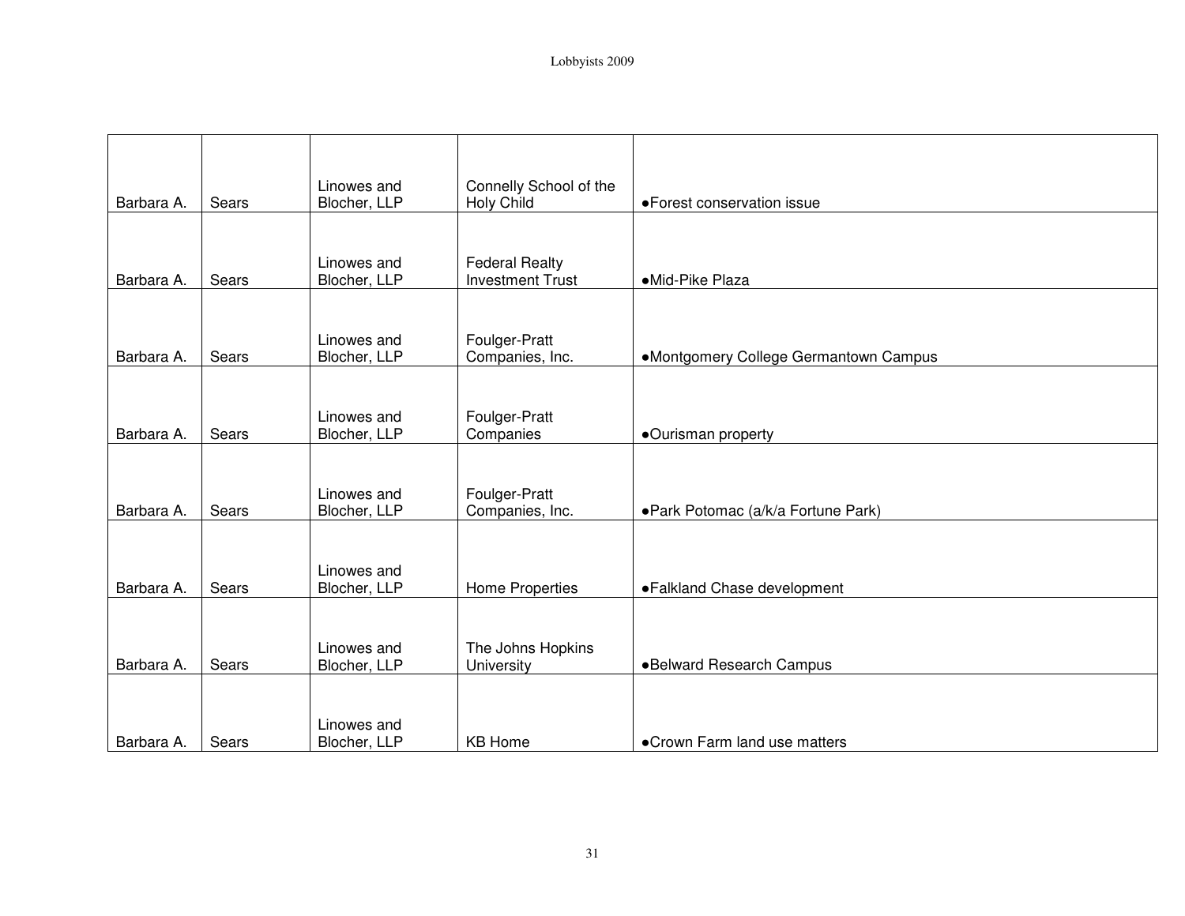| Barbara A. | Sears | Linowes and Blocher, LLP | Connelly School of the Holy Child | •Forest conservation issue |
|---|---|---|---|---|
| Barbara A. | Sears | Linowes and Blocher, LLP | Federal Realty Investment Trust | •Mid-Pike Plaza |
| Barbara A. | Sears | Linowes and Blocher, LLP | Foulger-Pratt Companies, Inc. | •Montgomery College Germantown Campus |
| Barbara A. | Sears | Linowes and Blocher, LLP | Foulger-Pratt Companies | •Ourisman property |
| Barbara A. | Sears | Linowes and Blocher, LLP | Foulger-Pratt Companies, Inc. | •Park Potomac (a/k/a Fortune Park) |
| Barbara A. | Sears | Linowes and Blocher, LLP | Home Properties | •Falkland Chase development |
| Barbara A. | Sears | Linowes and Blocher, LLP | The Johns Hopkins University | •Belward Research Campus |
| Barbara A. | Sears | Linowes and Blocher, LLP | KB Home | •Crown Farm land use matters |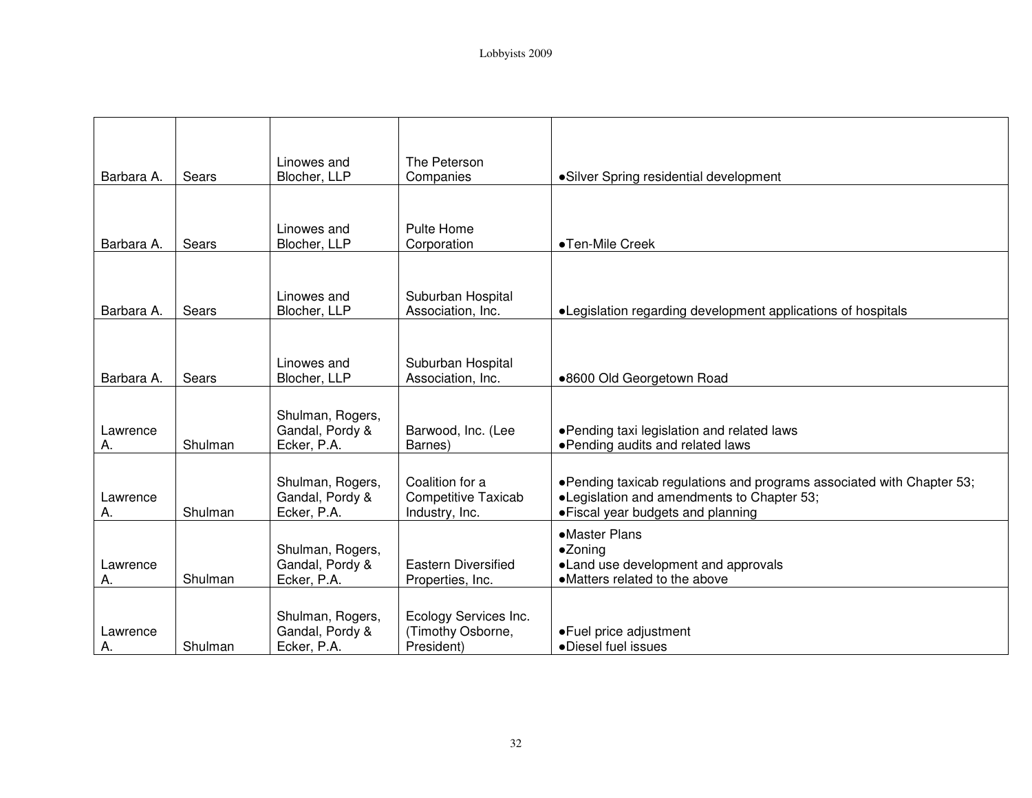| | | | | |
|---|---|---|---|---|
| Barbara A. | Sears | Linowes and Blocher, LLP | The Peterson Companies | •Silver Spring residential development |
| Barbara A. | Sears | Linowes and Blocher, LLP | Pulte Home Corporation | •Ten-Mile Creek |
| Barbara A. | Sears | Linowes and Blocher, LLP | Suburban Hospital Association, Inc. | •Legislation regarding development applications of hospitals |
| Barbara A. | Sears | Linowes and Blocher, LLP | Suburban Hospital Association, Inc. | •8600 Old Georgetown Road |
| Lawrence A. | Shulman | Shulman, Rogers, Gandal, Pordy & Ecker, P.A. | Barwood, Inc. (Lee Barnes) | •Pending taxi legislation and related laws<br>•Pending audits and related laws |
| Lawrence A. | Shulman | Shulman, Rogers, Gandal, Pordy & Ecker, P.A. | Coalition for a Competitive Taxicab Industry, Inc. | •Pending taxicab regulations and programs associated with Chapter 53;<br>•Legislation and amendments to Chapter 53;<br>•Fiscal year budgets and planning |
| Lawrence A. | Shulman | Shulman, Rogers, Gandal, Pordy & Ecker, P.A. | Eastern Diversified Properties, Inc. | •Master Plans<br>•Zoning<br>•Land use development and approvals<br>•Matters related to the above |
| Lawrence A. | Shulman | Shulman, Rogers, Gandal, Pordy & Ecker, P.A. | Ecology Services Inc. (Timothy Osborne, President) | •Fuel price adjustment<br>•Diesel fuel issues |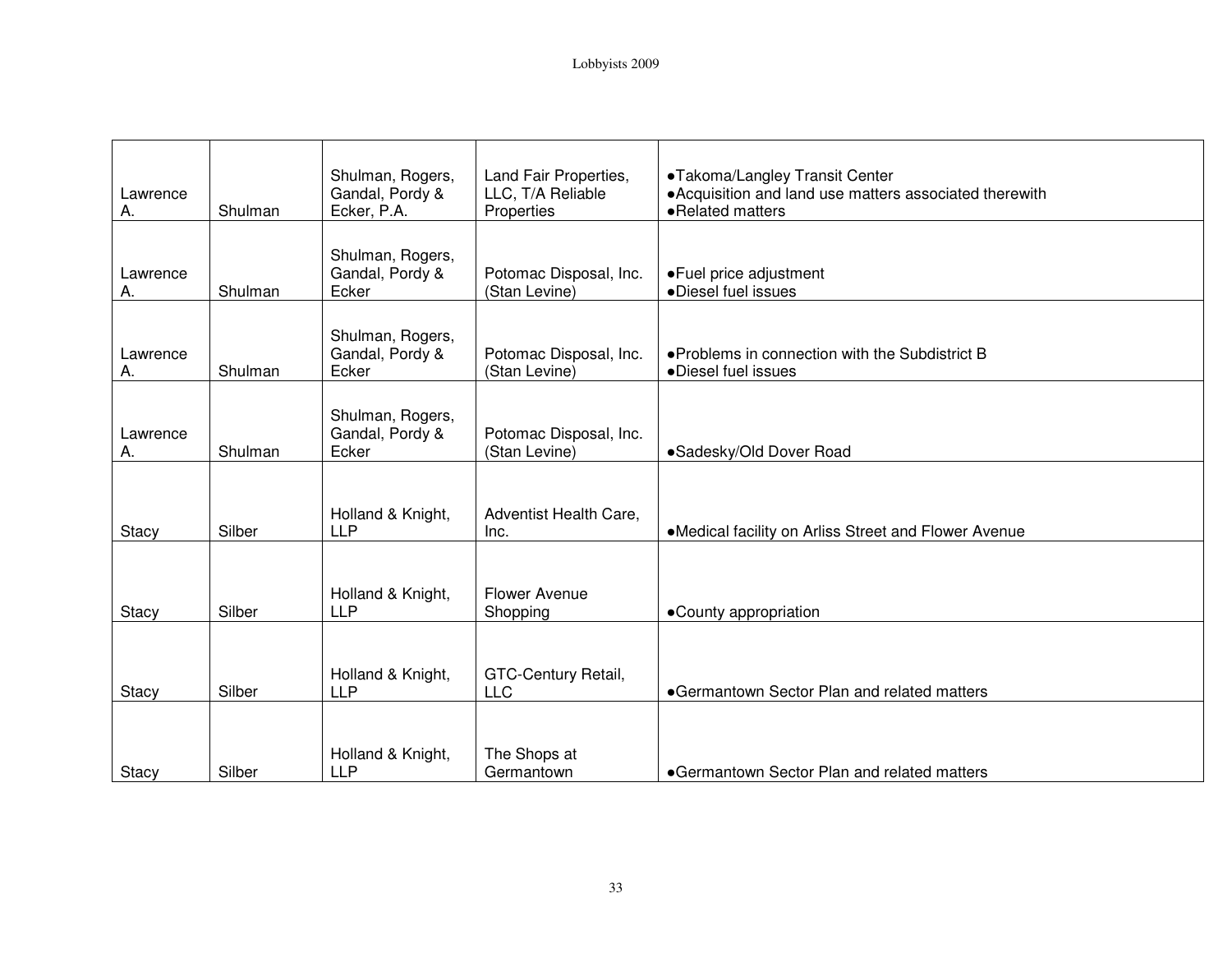| Lawrence A. | Shulman | Shulman, Rogers, Gandal, Pordy & Ecker, P.A. | Land Fair Properties, LLC, T/A Reliable Properties | •Takoma/Langley Transit Center<br>•Acquisition and land use matters associated therewith<br>•Related matters |
|---|---|---|---|---|
| Lawrence A. | Shulman | Shulman, Rogers, Gandal, Pordy & Ecker | Potomac Disposal, Inc. (Stan Levine) | •Fuel price adjustment<br>•Diesel fuel issues |
| Lawrence A. | Shulman | Shulman, Rogers, Gandal, Pordy & Ecker | Potomac Disposal, Inc. (Stan Levine) | •Problems in connection with the Subdistrict B<br>•Diesel fuel issues |
| Lawrence A. | Shulman | Shulman, Rogers, Gandal, Pordy & Ecker | Potomac Disposal, Inc. (Stan Levine) | •Sadesky/Old Dover Road |
| Stacy | Silber | Holland & Knight, LLP | Adventist Health Care, Inc. | •Medical facility on Arliss Street and Flower Avenue |
| Stacy | Silber | Holland & Knight, LLP | Flower Avenue Shopping | •County appropriation |
| Stacy | Silber | Holland & Knight, LLP | GTC-Century Retail, LLC | •Germantown Sector Plan and related matters |
| Stacy | Silber | Holland & Knight, LLP | The Shops at Germantown | •Germantown Sector Plan and related matters |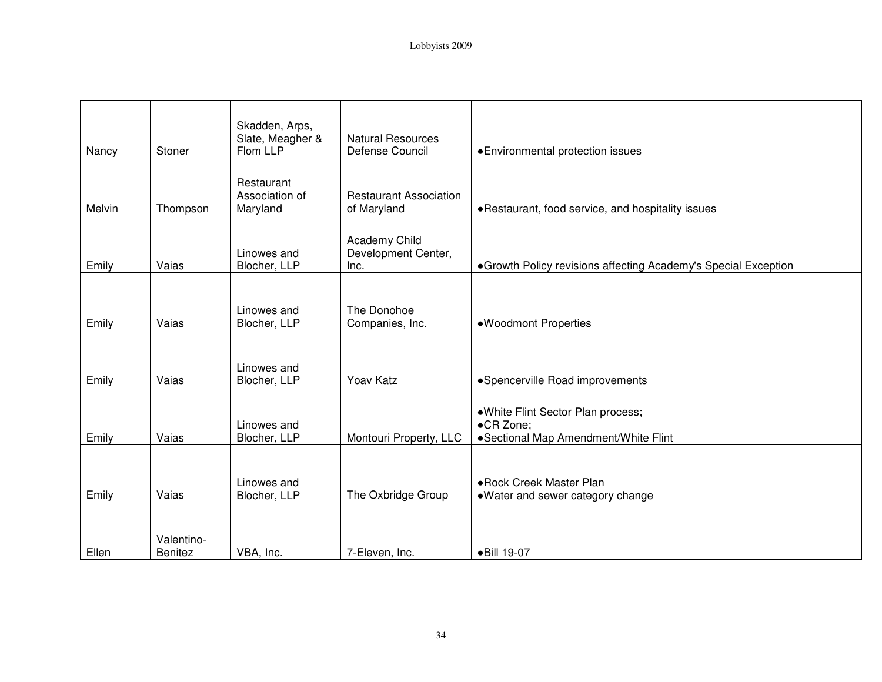| | | | | |
|---|---|---|---|---|
| Nancy | Stoner | Skadden, Arps, Slate, Meagher & Flom LLP | Natural Resources Defense Council | •Environmental protection issues |
| Melvin | Thompson | Restaurant Association of Maryland | Restaurant Association of Maryland | •Restaurant, food service, and hospitality issues |
| Emily | Vaias | Linowes and Blocher, LLP | Academy Child Development Center, Inc. | •Growth Policy revisions affecting Academy's Special Exception |
| Emily | Vaias | Linowes and Blocher, LLP | The Donohoe Companies, Inc. | •Woodmont Properties |
| Emily | Vaias | Linowes and Blocher, LLP | Yoav Katz | •Spencerville Road improvements |
| Emily | Vaias | Linowes and Blocher, LLP | Montouri Property, LLC | •White Flint Sector Plan process;<br>•CR Zone;<br>•Sectional Map Amendment/White Flint |
| Emily | Vaias | Linowes and Blocher, LLP | The Oxbridge Group | •Rock Creek Master Plan<br>•Water and sewer category change |
| Ellen | Valentino-Benitez | VBA, Inc. | 7-Eleven, Inc. | •Bill 19-07 |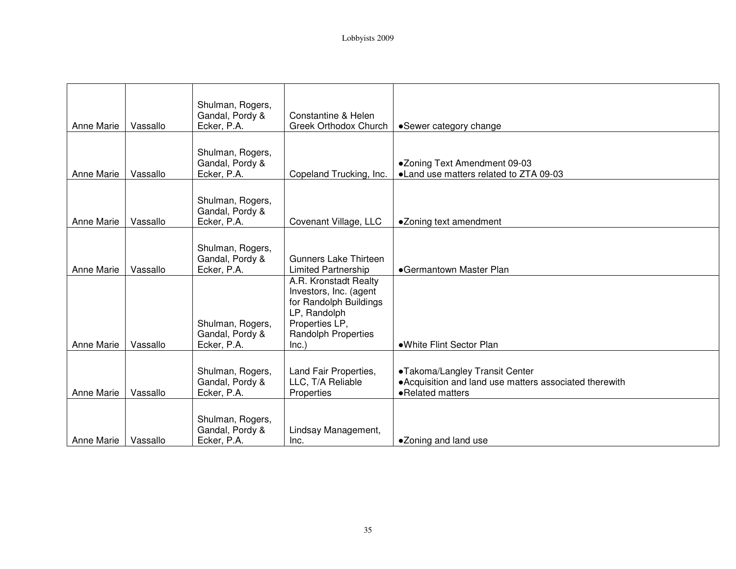| | | | | |
|---|---|---|---|---|
| Anne Marie | Vassallo | Shulman, Rogers, Gandal, Pordy & Ecker, P.A. | Constantine & Helen Greek Orthodox Church | •Sewer category change |
| Anne Marie | Vassallo | Shulman, Rogers, Gandal, Pordy & Ecker, P.A. | Copeland Trucking, Inc. | •Zoning Text Amendment 09-03<br>•Land use matters related to ZTA 09-03 |
| Anne Marie | Vassallo | Shulman, Rogers, Gandal, Pordy & Ecker, P.A. | Covenant Village, LLC | •Zoning text amendment |
| Anne Marie | Vassallo | Shulman, Rogers, Gandal, Pordy & Ecker, P.A. | Gunners Lake Thirteen Limited Partnership | •Germantown Master Plan |
| Anne Marie | Vassallo | Shulman, Rogers, Gandal, Pordy & Ecker, P.A. | A.R. Kronstadt Realty Investors, Inc. (agent for Randolph Buildings LP, Randolph Properties LP, Randolph Properties Inc.) | •White Flint Sector Plan |
| Anne Marie | Vassallo | Shulman, Rogers, Gandal, Pordy & Ecker, P.A. | Land Fair Properties, LLC, T/A Reliable Properties | •Takoma/Langley Transit Center<br>•Acquisition and land use matters associated therewith<br>•Related matters |
| Anne Marie | Vassallo | Shulman, Rogers, Gandal, Pordy & Ecker, P.A. | Lindsay Management, Inc. | •Zoning and land use |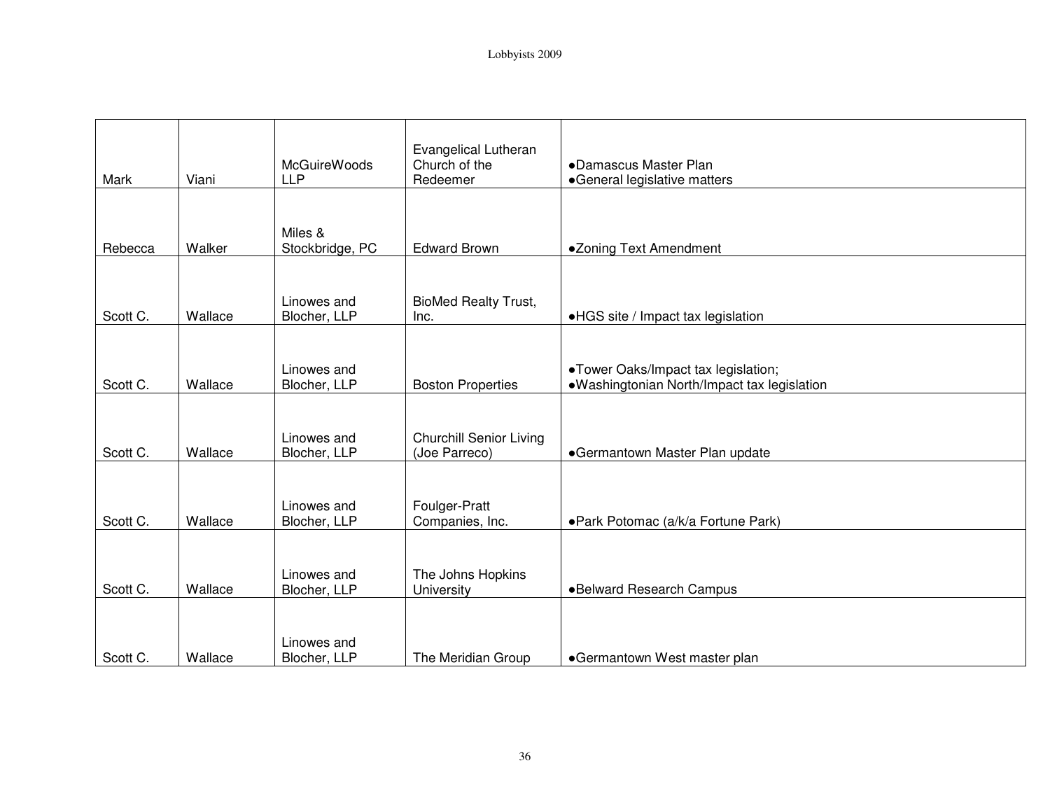| Mark | Viani | McGuireWoods LLP | Evangelical Lutheran Church of the Redeemer | •Damascus Master Plan<br>•General legislative matters |
|---|---|---|---|---|
| Rebecca | Walker | Miles & Stockbridge, PC | Edward Brown | •Zoning Text Amendment |
| Scott C. | Wallace | Linowes and Blocher, LLP | BioMed Realty Trust, Inc. | •HGS site / Impact tax legislation |
| Scott C. | Wallace | Linowes and Blocher, LLP | Boston Properties | •Tower Oaks/Impact tax legislation;<br>•Washingtonian North/Impact tax legislation |
| Scott C. | Wallace | Linowes and Blocher, LLP | Churchill Senior Living (Joe Parreco) | •Germantown Master Plan update |
| Scott C. | Wallace | Linowes and Blocher, LLP | Foulger-Pratt Companies, Inc. | •Park Potomac (a/k/a Fortune Park) |
| Scott C. | Wallace | Linowes and Blocher, LLP | The Johns Hopkins University | •Belward Research Campus |
| Scott C. | Wallace | Linowes and Blocher, LLP | The Meridian Group | •Germantown West master plan |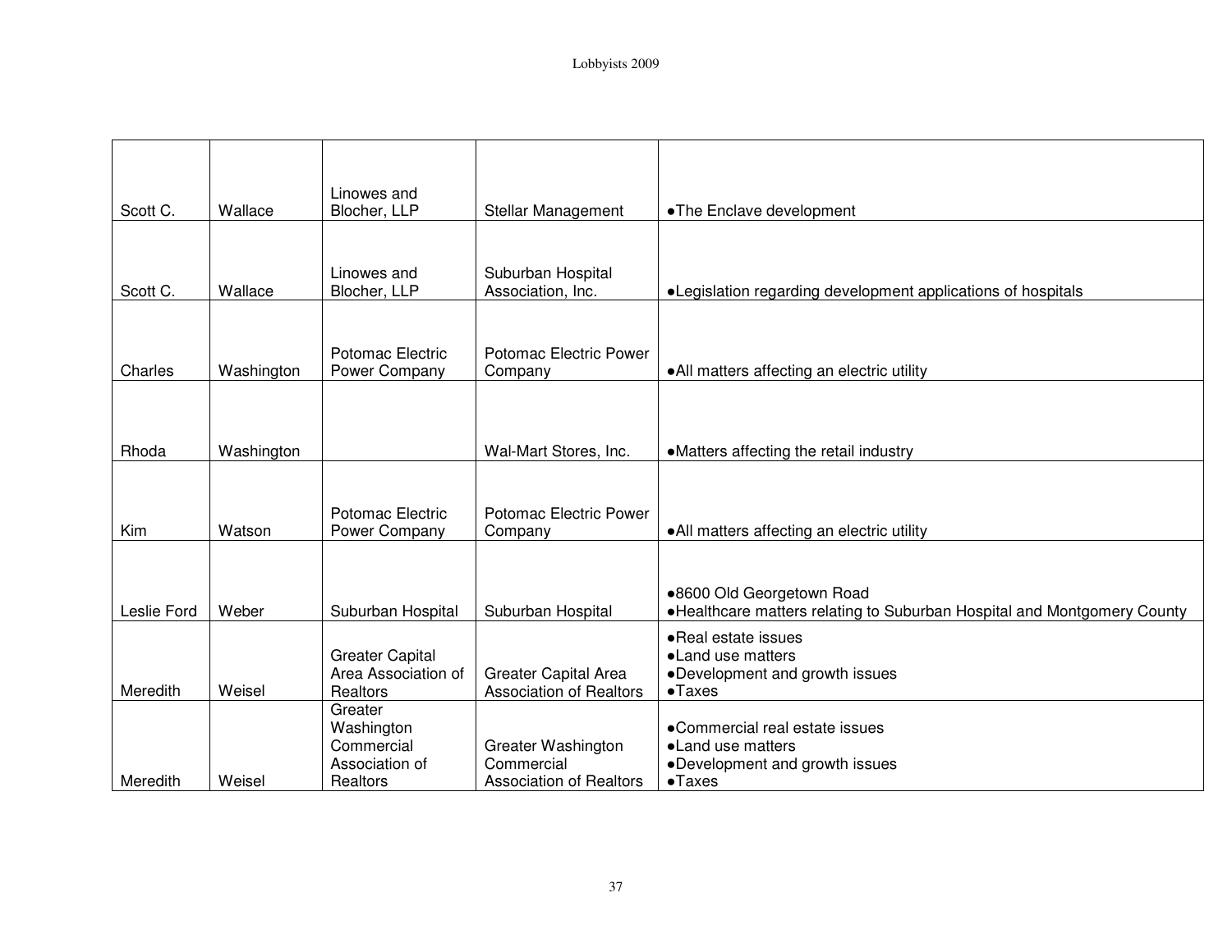| | | | | |
|---|---|---|---|---|
| Scott C. | Wallace | Linowes and Blocher, LLP | Stellar Management | •The Enclave development |
| Scott C. | Wallace | Linowes and Blocher, LLP | Suburban Hospital Association, Inc. | •Legislation regarding development applications of hospitals |
| Charles | Washington | Potomac Electric Power Company | Potomac Electric Power Company | •All matters affecting an electric utility |
| Rhoda | Washington | | Wal-Mart Stores, Inc. | •Matters affecting the retail industry |
| Kim | Watson | Potomac Electric Power Company | Potomac Electric Power Company | •All matters affecting an electric utility |
| Leslie Ford | Weber | Suburban Hospital | Suburban Hospital | •8600 Old Georgetown Road<br>•Healthcare matters relating to Suburban Hospital and Montgomery County |
| Meredith | Weisel | Greater Capital Area Association of Realtors | Greater Capital Area Association of Realtors | •Real estate issues<br>•Land use matters<br>•Development and growth issues<br>•Taxes |
| Meredith | Weisel | Greater Washington Commercial Association of Realtors | Greater Washington Commercial Association of Realtors | •Commercial real estate issues<br>•Land use matters<br>•Development and growth issues<br>•Taxes |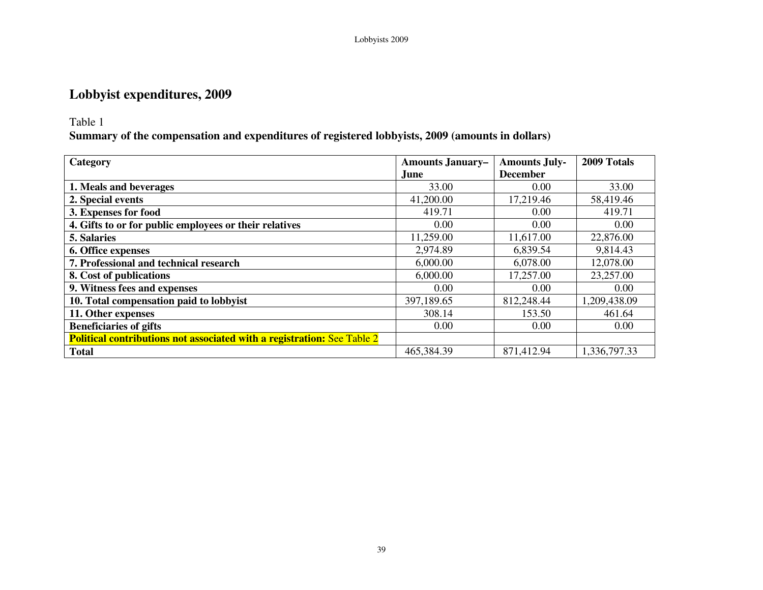# Lobbyist expenditures, 2009

Table 1

**Summary of the compensation and expenditures of registered lobbyists, 2009 (amounts in dollars)**

| Category | Amounts January–June | Amounts July-December | 2009 Totals |
|---|---|---|---|
| **1. Meals and beverages** | 33.00 | 0.00 | 33.00 |
| **2. Special events** | 41,200.00 | 17,219.46 | 58,419.46 |
| **3. Expenses for food** | 419.71 | 0.00 | 419.71 |
| **4. Gifts to or for public employees or their relatives** | 0.00 | 0.00 | 0.00 |
| **5. Salaries** | 11,259.00 | 11,617.00 | 22,876.00 |
| **6. Office expenses** | 2,974.89 | 6,839.54 | 9,814.43 |
| **7. Professional and technical research** | 6,000.00 | 6,078.00 | 12,078.00 |
| **8. Cost of publications** | 6,000.00 | 17,257.00 | 23,257.00 |
| **9. Witness fees and expenses** | 0.00 | 0.00 | 0.00 |
| **10. Total compensation paid to lobbyist** | 397,189.65 | 812,248.44 | 1,209,438.09 |
| **11. Other expenses** | 308.14 | 153.50 | 461.64 |
| **Beneficiaries of gifts** | 0.00 | 0.00 | 0.00 |
| **Political contributions not associated with a registration:** See Table 2 | | | |
| **Total** | 465,384.39 | 871,412.94 | 1,336,797.33 |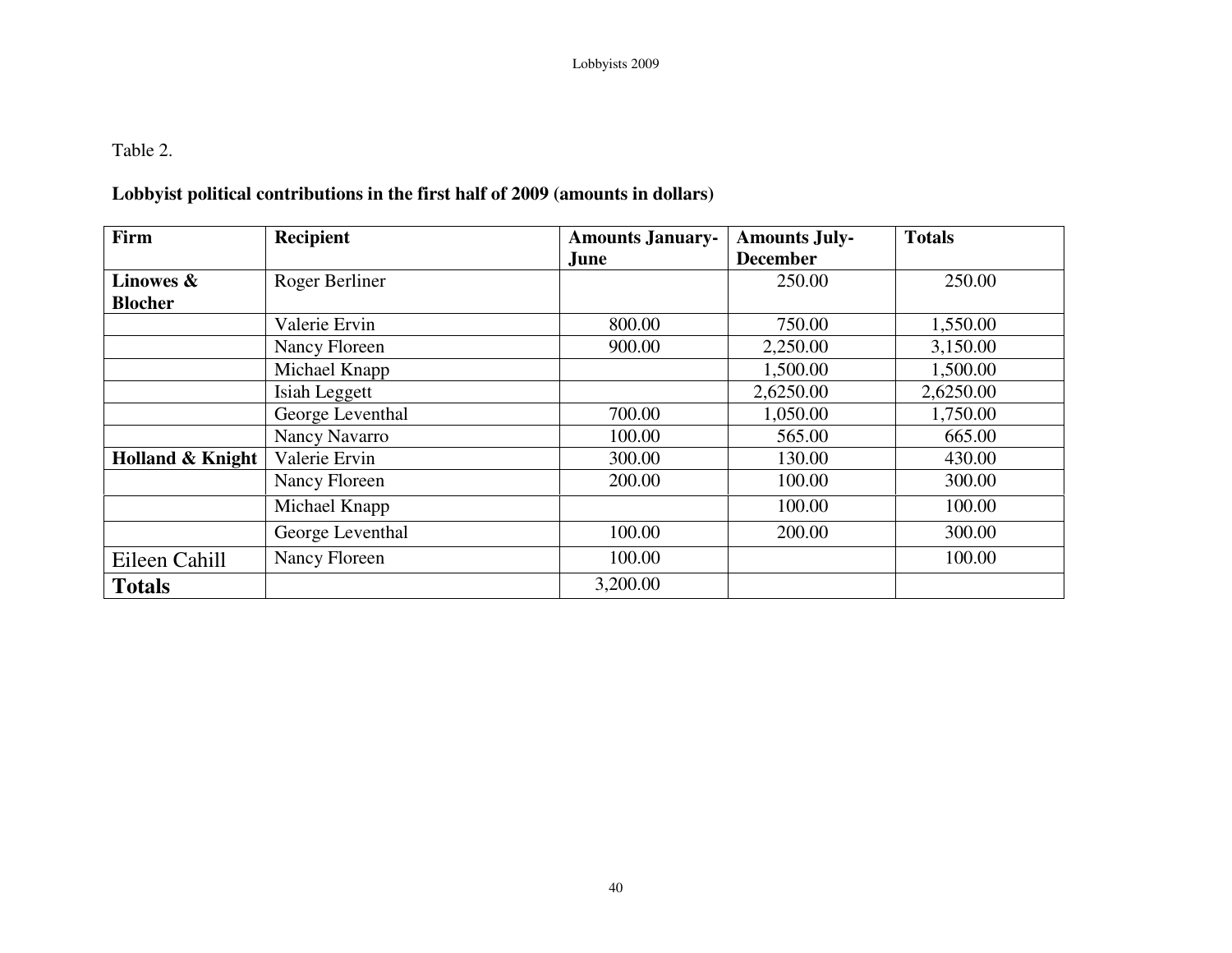Table 2.

**Lobbyist political contributions in the first half of 2009 (amounts in dollars)**

| Firm | Recipient | Amounts January-June | Amounts July-December | Totals |
|---|---|---|---|---|
| **Linowes & Blocher** | Roger Berliner | | 250.00 | 250.00 |
| | Valerie Ervin | 800.00 | 750.00 | 1,550.00 |
| | Nancy Floreen | 900.00 | 2,250.00 | 3,150.00 |
| | Michael Knapp | | 1,500.00 | 1,500.00 |
| | Isiah Leggett | | 2,6250.00 | 2,6250.00 |
| | George Leventhal | 700.00 | 1,050.00 | 1,750.00 |
| | Nancy Navarro | 100.00 | 565.00 | 665.00 |
| **Holland & Knight** | Valerie Ervin | 300.00 | 130.00 | 430.00 |
| | Nancy Floreen | 200.00 | 100.00 | 300.00 |
| | Michael Knapp | | 100.00 | 100.00 |
| | George Leventhal | 100.00 | 200.00 | 300.00 |
| Eileen Cahill | Nancy Floreen | 100.00 | | 100.00 |
| **Totals** | | 3,200.00 | | |